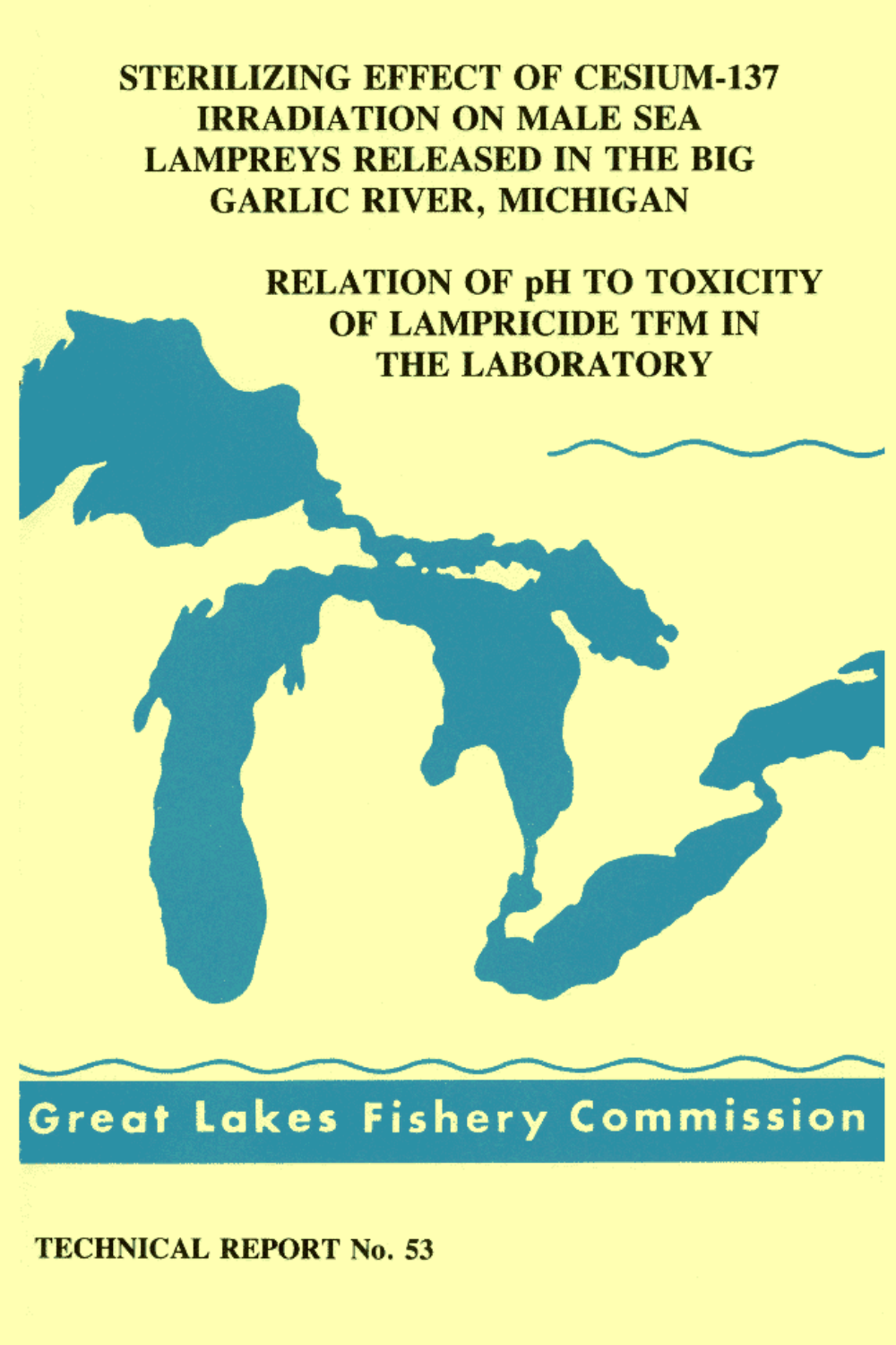# STERILIZING EFFECT OF CESIUM-137 IRRADIATION ON MALE SEA LAMPREYS RELEASED IN THE BIG GARLIC RIVER, MICHIGAN

# RELATION OF pH TO TOXICITY OF LAMPRICIDE TFM IN THE LABORATORY

Great Lakes Fishery Commission

TECHNICAL REPORT No. 53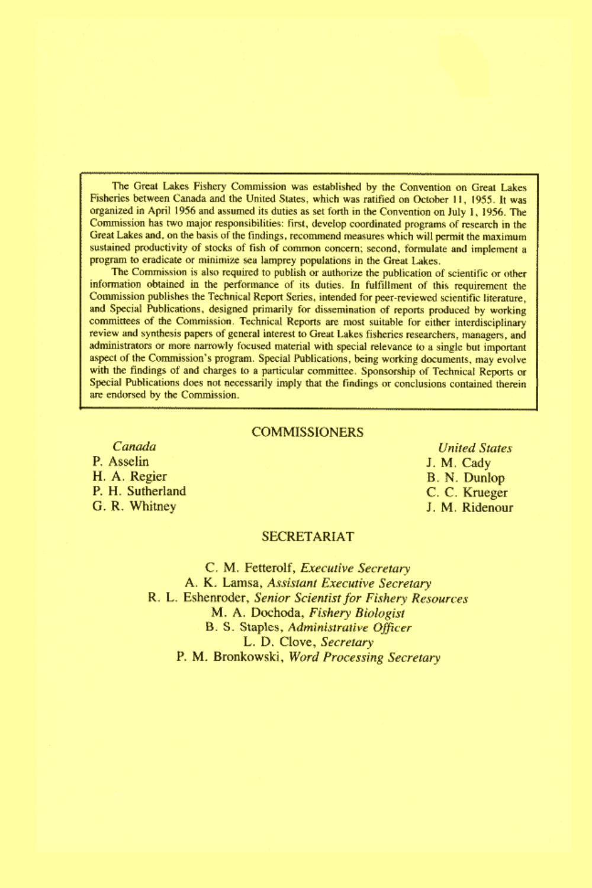The Great Lakes Fishery Commission was established by the Convention on Great Lakes Fisheries between Canada and the United States, which was ratified on October 11, 1955. It was organized in April 1956 and assumed its duties as set forth in the Convention on July 1, 1956. The Commission has two major responsibilities: first, develop coordinated programs of research in the Great Lakes and, on the basis of the findings, recommend measures which will permit the maximum sustained productivity of stocks of fish of common concern; second, formulate and implement a program to eradicate or minimize sea lamprey populations in the Great Lakes.

The Commission is also required to publish or authorize the publication of scientific or other information obtained in the performance of its duties. In fulfillment of this requirement the Commission publishes the Technical Report Series, intended for peer-reviewed scientific literature, and Special Publications, designed primarily for dissemination of reports produced by working committees of the Commission. Technical Reports are most suitable for either interdisciplinary review and synthesis papers of general interest to Great Lakes fisheries researchers, managers, and administrators or more narrowly focused material with special relevance to a single but important aspect of the Commission's program. Special Publications, being working documents, may evolve with the findings of and charges to a particular committee. Sponsorship of Technical Reports or Special Publications does not necessarily imply that the findings or conclusions contained therein are endorsed by the Commission.

## COMMISSIONERS

| *Canada* | *United States* |
|---|---|
| P. Asselin | J. M. Cady |
| H. A. Regier | B. N. Dunlop |
| P. H. Sutherland | C. C. Krueger |
| G. R. Whitney | J. M. Ridenour |

## SECRETARIAT

C. M. Fetterolf, *Executive Secretary*
A. K. Lamsa, *Assistant Executive Secretary*
R. L. Eshenroder, *Senior Scientist for Fishery Resources*
M. A. Dochoda, *Fishery Biologist*
B. S. Staples, *Administrative Officer*
L. D. Clove, *Secretary*
P. M. Bronkowski, *Word Processing Secretary*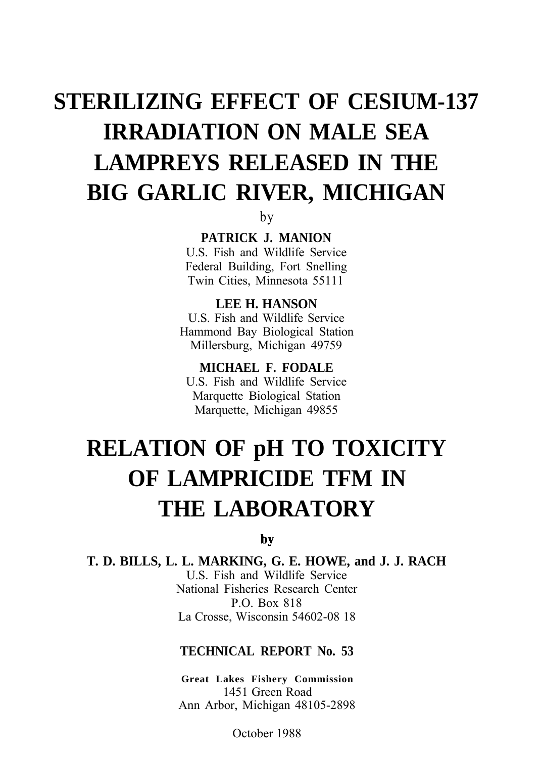# STERILIZING EFFECT OF CESIUM-137 IRRADIATION ON MALE SEA LAMPREYS RELEASED IN THE BIG GARLIC RIVER, MICHIGAN

by

**PATRICK J. MANION**
U.S. Fish and Wildlife Service
Federal Building, Fort Snelling
Twin Cities, Minnesota 55111

**LEE H. HANSON**
U.S. Fish and Wildlife Service
Hammond Bay Biological Station
Millersburg, Michigan 49759

**MICHAEL F. FODALE**
U.S. Fish and Wildlife Service
Marquette Biological Station
Marquette, Michigan 49855

# RELATION OF pH TO TOXICITY OF LAMPRICIDE TFM IN THE LABORATORY

**by**

**T. D. BILLS, L. L. MARKING, G. E. HOWE, and J. J. RACH**
U.S. Fish and Wildlife Service
National Fisheries Research Center
P.O. Box 818
La Crosse, Wisconsin 54602-08 18

**TECHNICAL REPORT No. 53**

**Great Lakes Fishery Commission**
1451 Green Road
Ann Arbor, Michigan 48105-2898

October 1988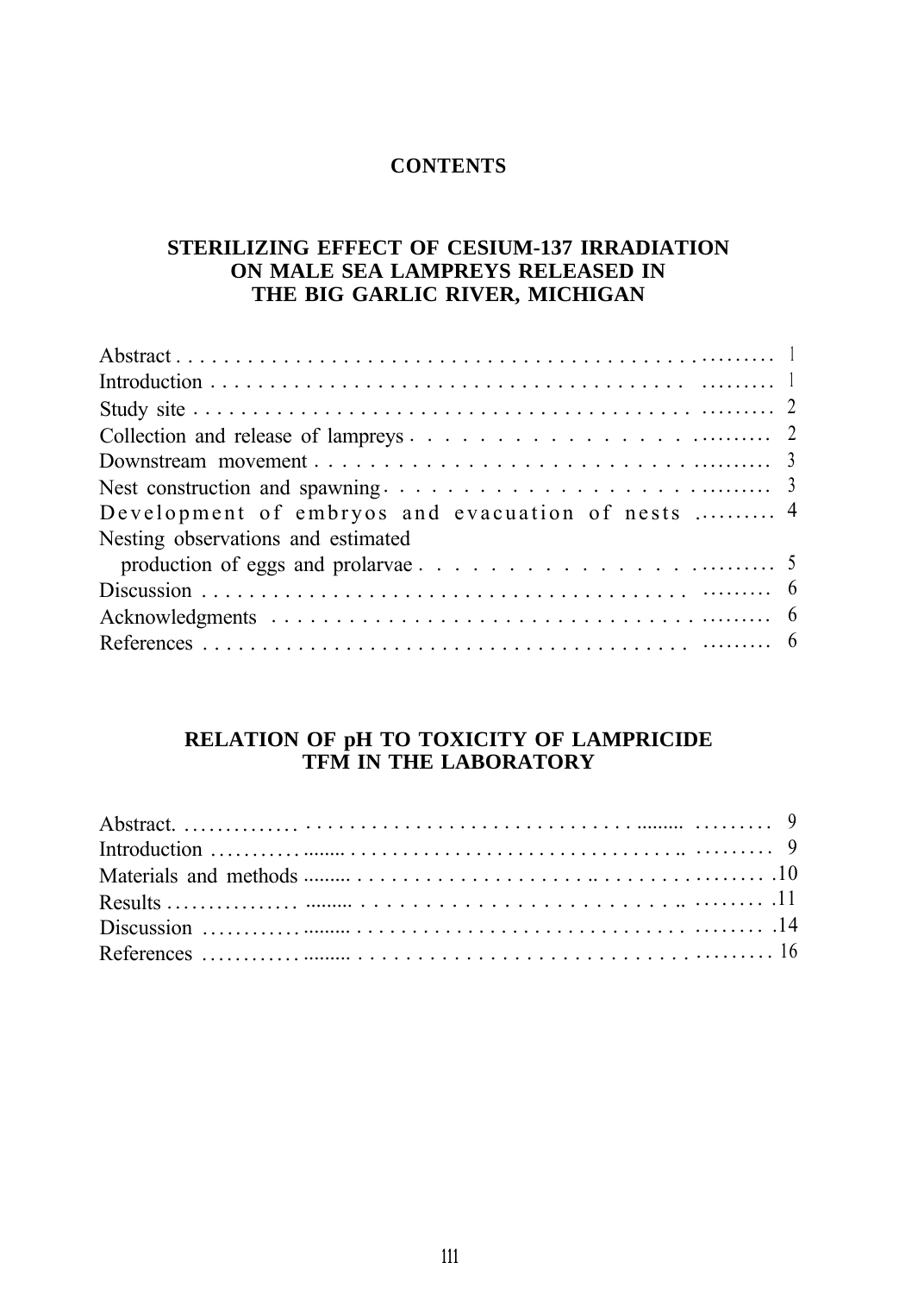# CONTENTS

## STERILIZING EFFECT OF CESIUM-137 IRRADIATION ON MALE SEA LAMPREYS RELEASED IN THE BIG GARLIC RIVER, MICHIGAN

| | |
|---|---|
| Abstract | 1 |
| Introduction | 1 |
| Study site | 2 |
| Collection and release of lampreys | 2 |
| Downstream movement | 3 |
| Nest construction and spawning | 3 |
| Development of embryos and evacuation of nests | 4 |
| Nesting observations and estimated production of eggs and prolarvae | 5 |
| Discussion | 6 |
| Acknowledgments | 6 |
| References | 6 |

## RELATION OF pH TO TOXICITY OF LAMPRICIDE TFM IN THE LABORATORY

| | |
|---|---|
| Abstract | 9 |
| Introduction | 9 |
| Materials and methods | 10 |
| Results | 11 |
| Discussion | 14 |
| References | 16 |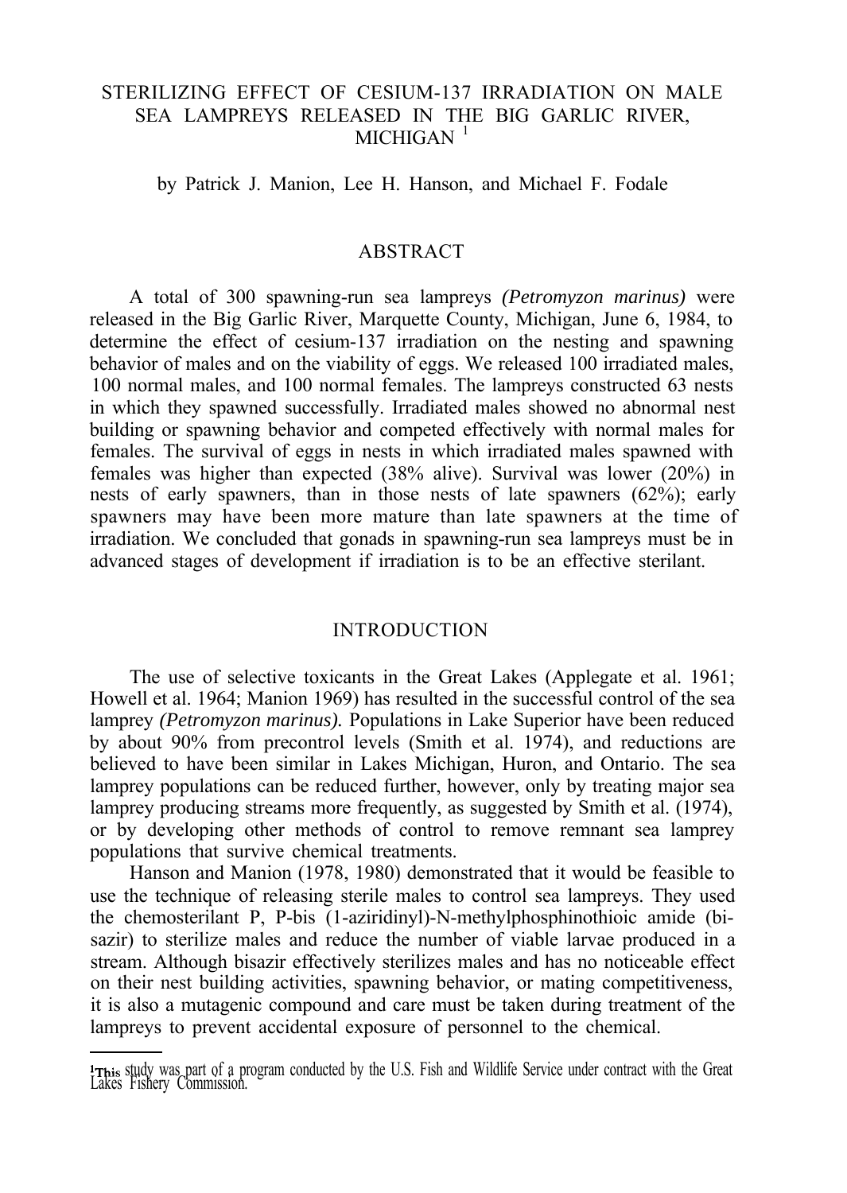# STERILIZING EFFECT OF CESIUM-137 IRRADIATION ON MALE SEA LAMPREYS RELEASED IN THE BIG GARLIC RIVER, MICHIGAN [1]

by Patrick J. Manion, Lee H. Hanson, and Michael F. Fodale

## ABSTRACT

A total of 300 spawning-run sea lampreys *(Petromyzon marinus)* were released in the Big Garlic River, Marquette County, Michigan, June 6, 1984, to determine the effect of cesium-137 irradiation on the nesting and spawning behavior of males and on the viability of eggs. We released 100 irradiated males, 100 normal males, and 100 normal females. The lampreys constructed 63 nests in which they spawned successfully. Irradiated males showed no abnormal nest building or spawning behavior and competed effectively with normal males for females. The survival of eggs in nests in which irradiated males spawned with females was higher than expected (38% alive). Survival was lower (20%) in nests of early spawners, than in those nests of late spawners (62%); early spawners may have been more mature than late spawners at the time of irradiation. We concluded that gonads in spawning-run sea lampreys must be in advanced stages of development if irradiation is to be an effective sterilant.

## INTRODUCTION

The use of selective toxicants in the Great Lakes (Applegate et al. 1961; Howell et al. 1964; Manion 1969) has resulted in the successful control of the sea lamprey *(Petromyzon marinus).* Populations in Lake Superior have been reduced by about 90% from precontrol levels (Smith et al. 1974), and reductions are believed to have been similar in Lakes Michigan, Huron, and Ontario. The sea lamprey populations can be reduced further, however, only by treating major sea lamprey producing streams more frequently, as suggested by Smith et al. (1974), or by developing other methods of control to remove remnant sea lamprey populations that survive chemical treatments.

Hanson and Manion (1978, 1980) demonstrated that it would be feasible to use the technique of releasing sterile males to control sea lampreys. They used the chemosterilant P, P-bis (1-aziridinyl)-N-methylphosphinothioic amide (bisazir) to sterilize males and reduce the number of viable larvae produced in a stream. Although bisazir effectively sterilizes males and has no noticeable effect on their nest building activities, spawning behavior, or mating competitiveness, it is also a mutagenic compound and care must be taken during treatment of the lampreys to prevent accidental exposure of personnel to the chemical.

[1] This study was part of a program conducted by the U.S. Fish and Wildlife Service under contract with the Great Lakes Fishery Commission.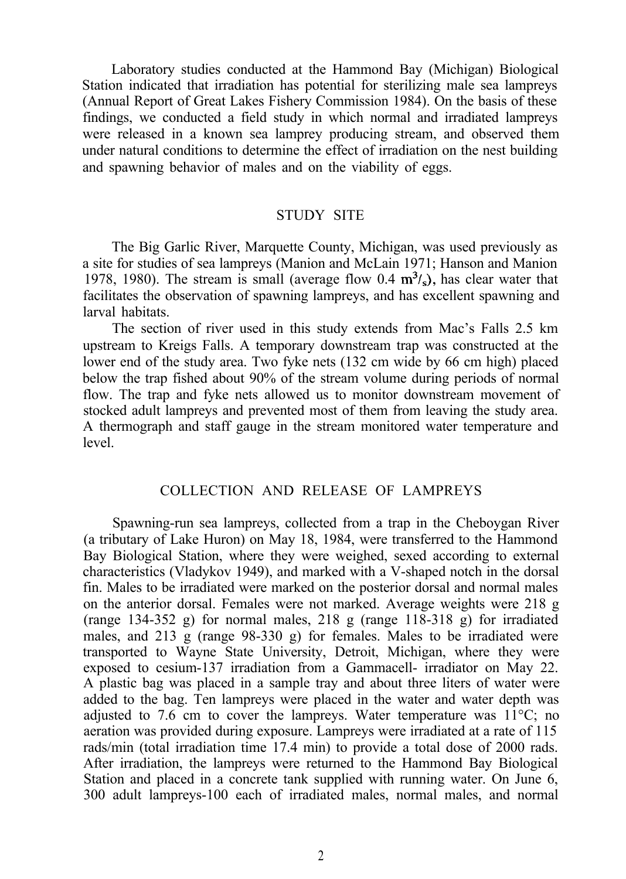Laboratory studies conducted at the Hammond Bay (Michigan) Biological Station indicated that irradiation has potential for sterilizing male sea lampreys (Annual Report of Great Lakes Fishery Commission 1984). On the basis of these findings, we conducted a field study in which normal and irradiated lampreys were released in a known sea lamprey producing stream, and observed them under natural conditions to determine the effect of irradiation on the nest building and spawning behavior of males and on the viability of eggs.

## STUDY SITE

The Big Garlic River, Marquette County, Michigan, was used previously as a site for studies of sea lampreys (Manion and McLain 1971; Hanson and Manion 1978, 1980). The stream is small (average flow 0.4 $m^3/s$), has clear water that facilitates the observation of spawning lampreys, and has excellent spawning and larval habitats.

The section of river used in this study extends from Mac's Falls 2.5 km upstream to Kreigs Falls. A temporary downstream trap was constructed at the lower end of the study area. Two fyke nets (132 cm wide by 66 cm high) placed below the trap fished about 90% of the stream volume during periods of normal flow. The trap and fyke nets allowed us to monitor downstream movement of stocked adult lampreys and prevented most of them from leaving the study area. A thermograph and staff gauge in the stream monitored water temperature and level.

## COLLECTION AND RELEASE OF LAMPREYS

Spawning-run sea lampreys, collected from a trap in the Cheboygan River (a tributary of Lake Huron) on May 18, 1984, were transferred to the Hammond Bay Biological Station, where they were weighed, sexed according to external characteristics (Vladykov 1949), and marked with a V-shaped notch in the dorsal fin. Males to be irradiated were marked on the posterior dorsal and normal males on the anterior dorsal. Females were not marked. Average weights were 218 g (range 134-352 g) for normal males, 218 g (range 118-318 g) for irradiated males, and 213 g (range 98-330 g) for females. Males to be irradiated were transported to Wayne State University, Detroit, Michigan, where they were exposed to cesium-137 irradiation from a Gammacell- irradiator on May 22. A plastic bag was placed in a sample tray and about three liters of water were added to the bag. Ten lampreys were placed in the water and water depth was adjusted to 7.6 cm to cover the lampreys. Water temperature was 11°C; no aeration was provided during exposure. Lampreys were irradiated at a rate of 115 rads/min (total irradiation time 17.4 min) to provide a total dose of 2000 rads. After irradiation, the lampreys were returned to the Hammond Bay Biological Station and placed in a concrete tank supplied with running water. On June 6, 300 adult lampreys-100 each of irradiated males, normal males, and normal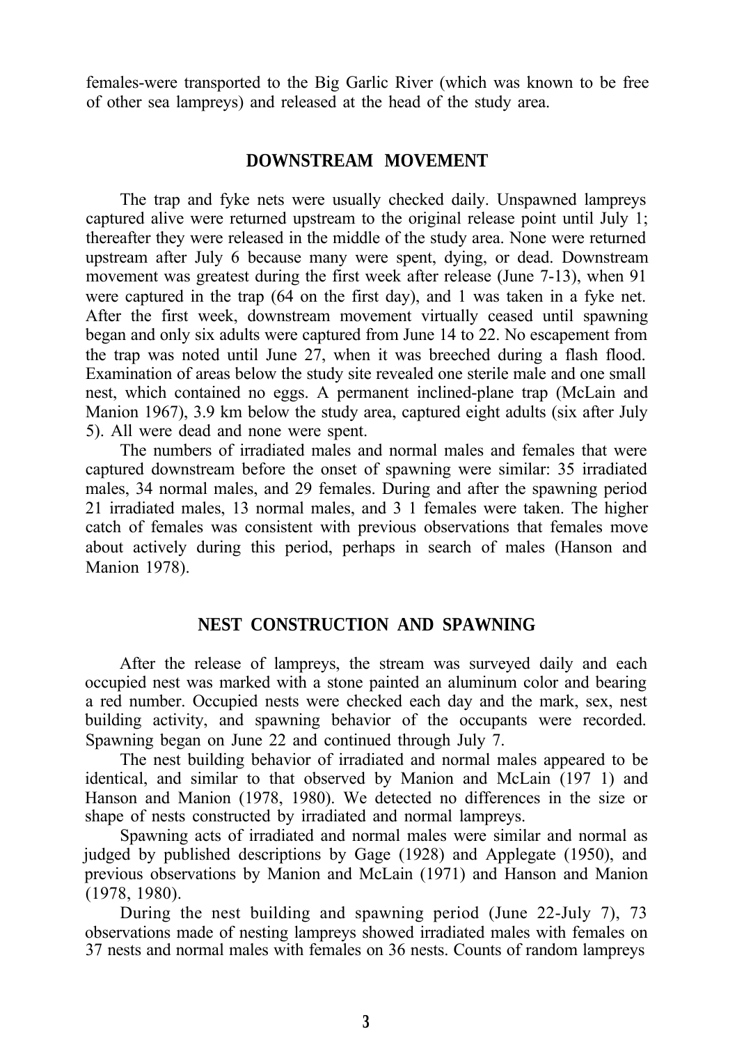females-were transported to the Big Garlic River (which was known to be free of other sea lampreys) and released at the head of the study area.

## DOWNSTREAM MOVEMENT

The trap and fyke nets were usually checked daily. Unspawned lampreys captured alive were returned upstream to the original release point until July 1; thereafter they were released in the middle of the study area. None were returned upstream after July 6 because many were spent, dying, or dead. Downstream movement was greatest during the first week after release (June 7-13), when 91 were captured in the trap (64 on the first day), and 1 was taken in a fyke net. After the first week, downstream movement virtually ceased until spawning began and only six adults were captured from June 14 to 22. No escapement from the trap was noted until June 27, when it was breeched during a flash flood. Examination of areas below the study site revealed one sterile male and one small nest, which contained no eggs. A permanent inclined-plane trap (McLain and Manion 1967), 3.9 km below the study area, captured eight adults (six after July 5). All were dead and none were spent.

The numbers of irradiated males and normal males and females that were captured downstream before the onset of spawning were similar: 35 irradiated males, 34 normal males, and 29 females. During and after the spawning period 21 irradiated males, 13 normal males, and 3 1 females were taken. The higher catch of females was consistent with previous observations that females move about actively during this period, perhaps in search of males (Hanson and Manion 1978).

## NEST CONSTRUCTION AND SPAWNING

After the release of lampreys, the stream was surveyed daily and each occupied nest was marked with a stone painted an aluminum color and bearing a red number. Occupied nests were checked each day and the mark, sex, nest building activity, and spawning behavior of the occupants were recorded. Spawning began on June 22 and continued through July 7.

The nest building behavior of irradiated and normal males appeared to be identical, and similar to that observed by Manion and McLain (197 1) and Hanson and Manion (1978, 1980). We detected no differences in the size or shape of nests constructed by irradiated and normal lampreys.

Spawning acts of irradiated and normal males were similar and normal as judged by published descriptions by Gage (1928) and Applegate (1950), and previous observations by Manion and McLain (1971) and Hanson and Manion (1978, 1980).

During the nest building and spawning period (June 22-July 7), 73 observations made of nesting lampreys showed irradiated males with females on 37 nests and normal males with females on 36 nests. Counts of random lampreys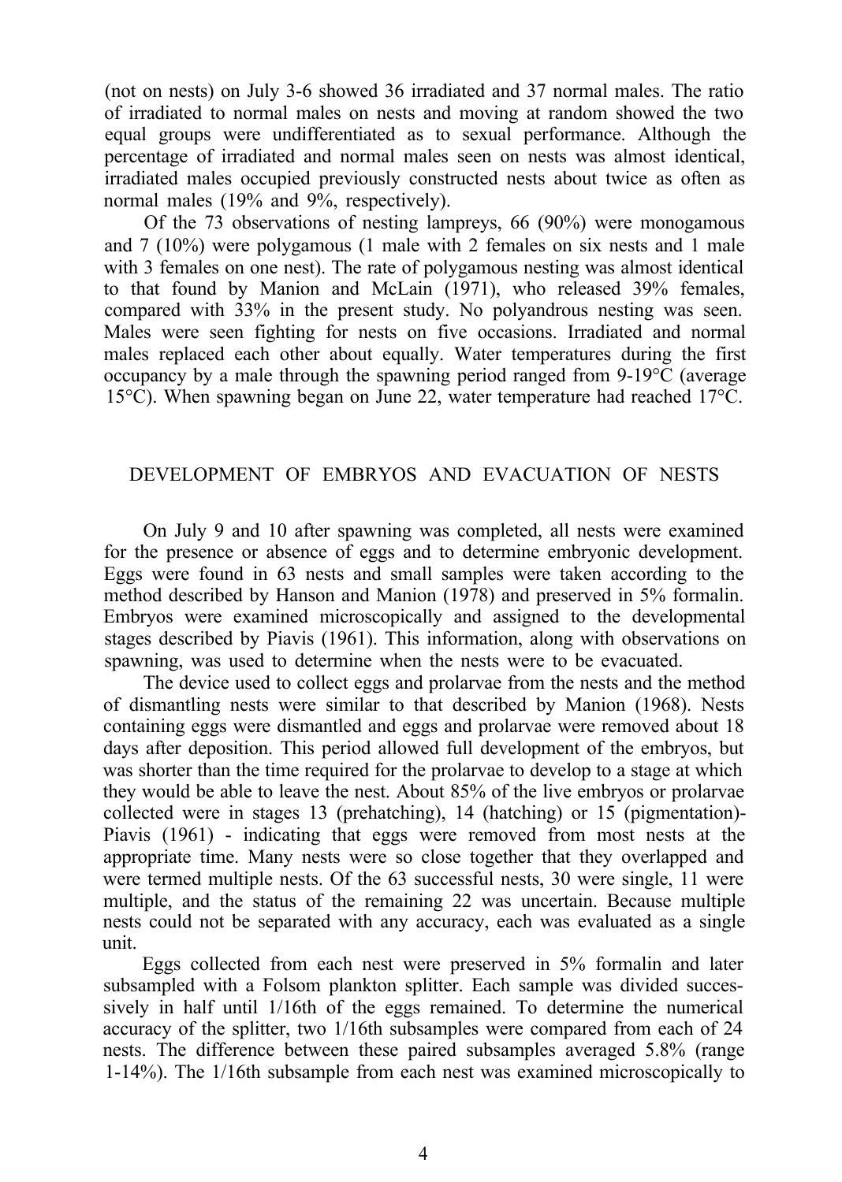(not on nests) on July 3-6 showed 36 irradiated and 37 normal males. The ratio of irradiated to normal males on nests and moving at random showed the two equal groups were undifferentiated as to sexual performance. Although the percentage of irradiated and normal males seen on nests was almost identical, irradiated males occupied previously constructed nests about twice as often as normal males (19% and 9%, respectively).

Of the 73 observations of nesting lampreys, 66 (90%) were monogamous and 7 (10%) were polygamous (1 male with 2 females on six nests and 1 male with 3 females on one nest). The rate of polygamous nesting was almost identical to that found by Manion and McLain (1971), who released 39% females, compared with 33% in the present study. No polyandrous nesting was seen. Males were seen fighting for nests on five occasions. Irradiated and normal males replaced each other about equally. Water temperatures during the first occupancy by a male through the spawning period ranged from 9-19°C (average 15°C). When spawning began on June 22, water temperature had reached 17°C.

## DEVELOPMENT OF EMBRYOS AND EVACUATION OF NESTS

On July 9 and 10 after spawning was completed, all nests were examined for the presence or absence of eggs and to determine embryonic development. Eggs were found in 63 nests and small samples were taken according to the method described by Hanson and Manion (1978) and preserved in 5% formalin. Embryos were examined microscopically and assigned to the developmental stages described by Piavis (1961). This information, along with observations on spawning, was used to determine when the nests were to be evacuated.

The device used to collect eggs and prolarvae from the nests and the method of dismantling nests were similar to that described by Manion (1968). Nests containing eggs were dismantled and eggs and prolarvae were removed about 18 days after deposition. This period allowed full development of the embryos, but was shorter than the time required for the prolarvae to develop to a stage at which they would be able to leave the nest. About 85% of the live embryos or prolarvae collected were in stages 13 (prehatching), 14 (hatching) or 15 (pigmentation)- Piavis (1961) - indicating that eggs were removed from most nests at the appropriate time. Many nests were so close together that they overlapped and were termed multiple nests. Of the 63 successful nests, 30 were single, 11 were multiple, and the status of the remaining 22 was uncertain. Because multiple nests could not be separated with any accuracy, each was evaluated as a single unit.

Eggs collected from each nest were preserved in 5% formalin and later subsampled with a Folsom plankton splitter. Each sample was divided successively in half until 1/16th of the eggs remained. To determine the numerical accuracy of the splitter, two 1/16th subsamples were compared from each of 24 nests. The difference between these paired subsamples averaged 5.8% (range 1-14%). The 1/16th subsample from each nest was examined microscopically to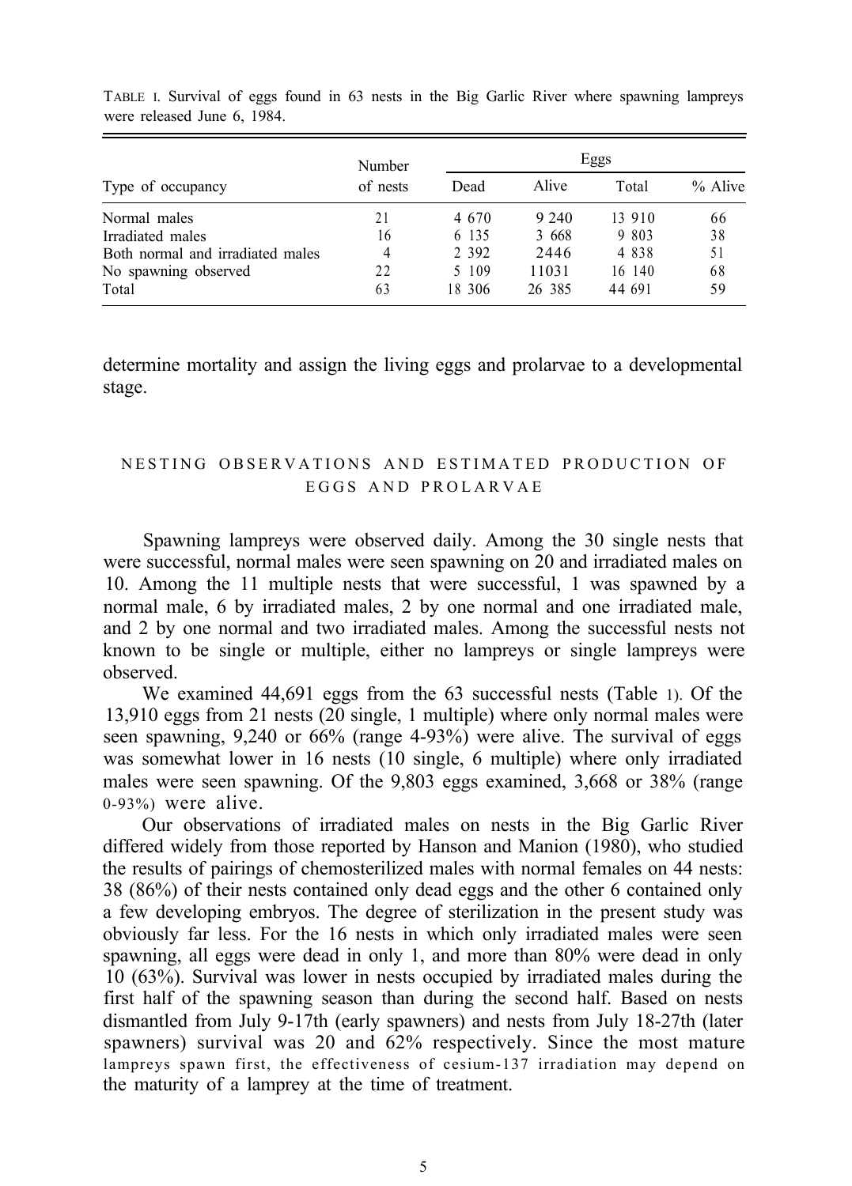TABLE I. Survival of eggs found in 63 nests in the Big Garlic River where spawning lampreys were released June 6, 1984.

| Type of occupancy | Number of nests | Eggs | | | |
|---|---|---|---|---|---|
| | | Dead | Alive | Total | % Alive |
| Normal males | 21 | 4 670 | 9 240 | 13 910 | 66 |
| Irradiated males | 16 | 6 135 | 3 668 | 9 803 | 38 |
| Both normal and irradiated males | 4 | 2 392 | 2446 | 4 838 | 51 |
| No spawning observed | 22 | 5 109 | 11031 | 16 140 | 68 |
| Total | 63 | 18 306 | 26 385 | 44 691 | 59 |

determine mortality and assign the living eggs and prolarvae to a developmental stage.

## NESTING OBSERVATIONS AND ESTIMATED PRODUCTION OF EGGS AND PROLARVAE

Spawning lampreys were observed daily. Among the 30 single nests that were successful, normal males were seen spawning on 20 and irradiated males on 10. Among the 11 multiple nests that were successful, 1 was spawned by a normal male, 6 by irradiated males, 2 by one normal and one irradiated male, and 2 by one normal and two irradiated males. Among the successful nests not known to be single or multiple, either no lampreys or single lampreys were observed.

We examined 44,691 eggs from the 63 successful nests (Table 1). Of the 13,910 eggs from 21 nests (20 single, 1 multiple) where only normal males were seen spawning, 9,240 or 66% (range 4-93%) were alive. The survival of eggs was somewhat lower in 16 nests (10 single, 6 multiple) where only irradiated males were seen spawning. Of the 9,803 eggs examined, 3,668 or 38% (range 0-93%) were alive.

Our observations of irradiated males on nests in the Big Garlic River differed widely from those reported by Hanson and Manion (1980), who studied the results of pairings of chemosterilized males with normal females on 44 nests: 38 (86%) of their nests contained only dead eggs and the other 6 contained only a few developing embryos. The degree of sterilization in the present study was obviously far less. For the 16 nests in which only irradiated males were seen spawning, all eggs were dead in only 1, and more than 80% were dead in only 10 (63%). Survival was lower in nests occupied by irradiated males during the first half of the spawning season than during the second half. Based on nests dismantled from July 9-17th (early spawners) and nests from July 18-27th (later spawners) survival was 20 and 62% respectively. Since the most mature lampreys spawn first, the effectiveness of cesium-137 irradiation may depend on the maturity of a lamprey at the time of treatment.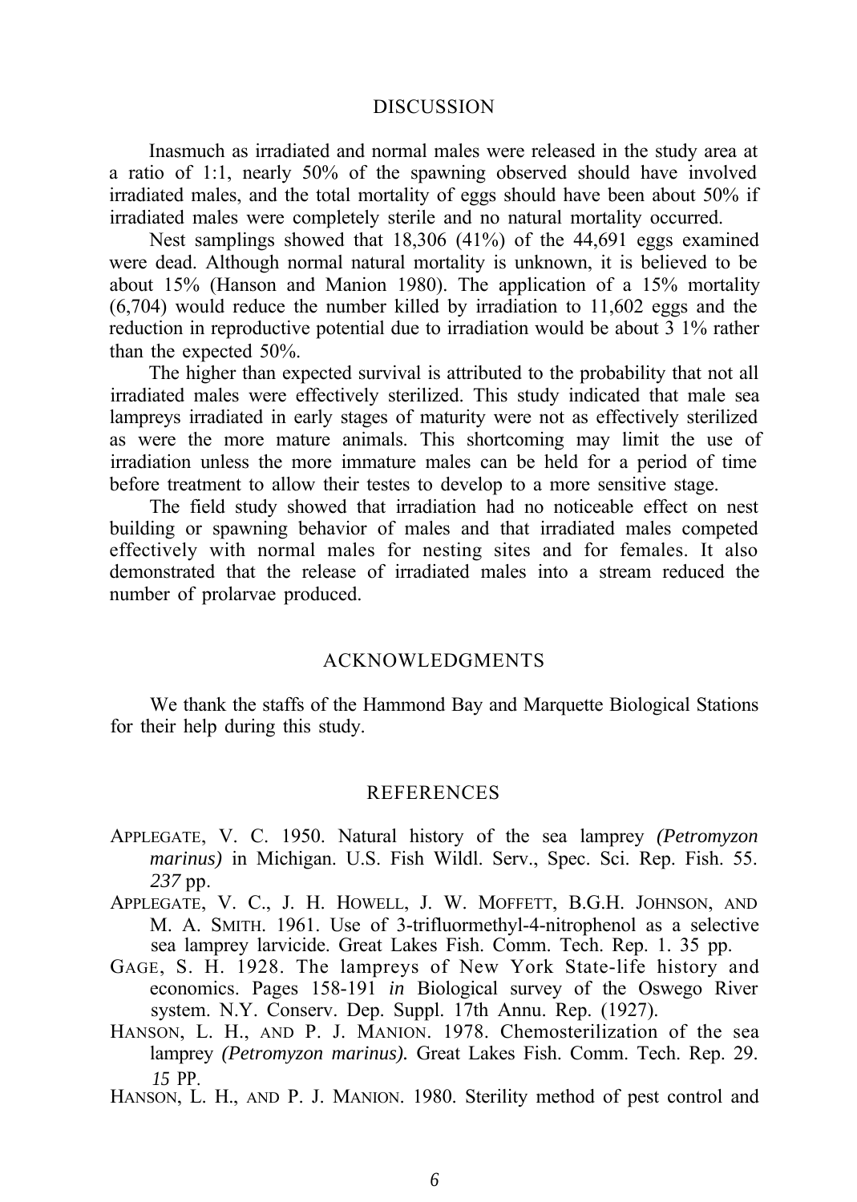## DISCUSSION

Inasmuch as irradiated and normal males were released in the study area at a ratio of 1:1, nearly 50% of the spawning observed should have involved irradiated males, and the total mortality of eggs should have been about 50% if irradiated males were completely sterile and no natural mortality occurred.

Nest samplings showed that 18,306 (41%) of the 44,691 eggs examined were dead. Although normal natural mortality is unknown, it is believed to be about 15% (Hanson and Manion 1980). The application of a 15% mortality (6,704) would reduce the number killed by irradiation to 11,602 eggs and the reduction in reproductive potential due to irradiation would be about 3 1% rather than the expected 50%.

The higher than expected survival is attributed to the probability that not all irradiated males were effectively sterilized. This study indicated that male sea lampreys irradiated in early stages of maturity were not as effectively sterilized as were the more mature animals. This shortcoming may limit the use of irradiation unless the more immature males can be held for a period of time before treatment to allow their testes to develop to a more sensitive stage.

The field study showed that irradiation had no noticeable effect on nest building or spawning behavior of males and that irradiated males competed effectively with normal males for nesting sites and for females. It also demonstrated that the release of irradiated males into a stream reduced the number of prolarvae produced.

## ACKNOWLEDGMENTS

We thank the staffs of the Hammond Bay and Marquette Biological Stations for their help during this study.

## REFERENCES

APPLEGATE, V. C. 1950. Natural history of the sea lamprey *(Petromyzon marinus)* in Michigan. U.S. Fish Wildl. Serv., Spec. Sci. Rep. Fish. 55. *237* pp.

APPLEGATE, V. C., J. H. HOWELL, J. W. MOFFETT, B.G.H. JOHNSON, AND M. A. SMITH. 1961. Use of 3-trifluormethyl-4-nitrophenol as a selective sea lamprey larvicide. Great Lakes Fish. Comm. Tech. Rep. 1. 35 pp.

GAGE, S. H. 1928. The lampreys of New York State-life history and economics. Pages 158-191 *in* Biological survey of the Oswego River system. N.Y. Conserv. Dep. Suppl. 17th Annu. Rep. (1927).

HANSON, L. H., AND P. J. MANION. 1978. Chemosterilization of the sea lamprey *(Petromyzon marinus).* Great Lakes Fish. Comm. Tech. Rep. 29. *15* PP.

HANSON, L. H., AND P. J. MANION. 1980. Sterility method of pest control and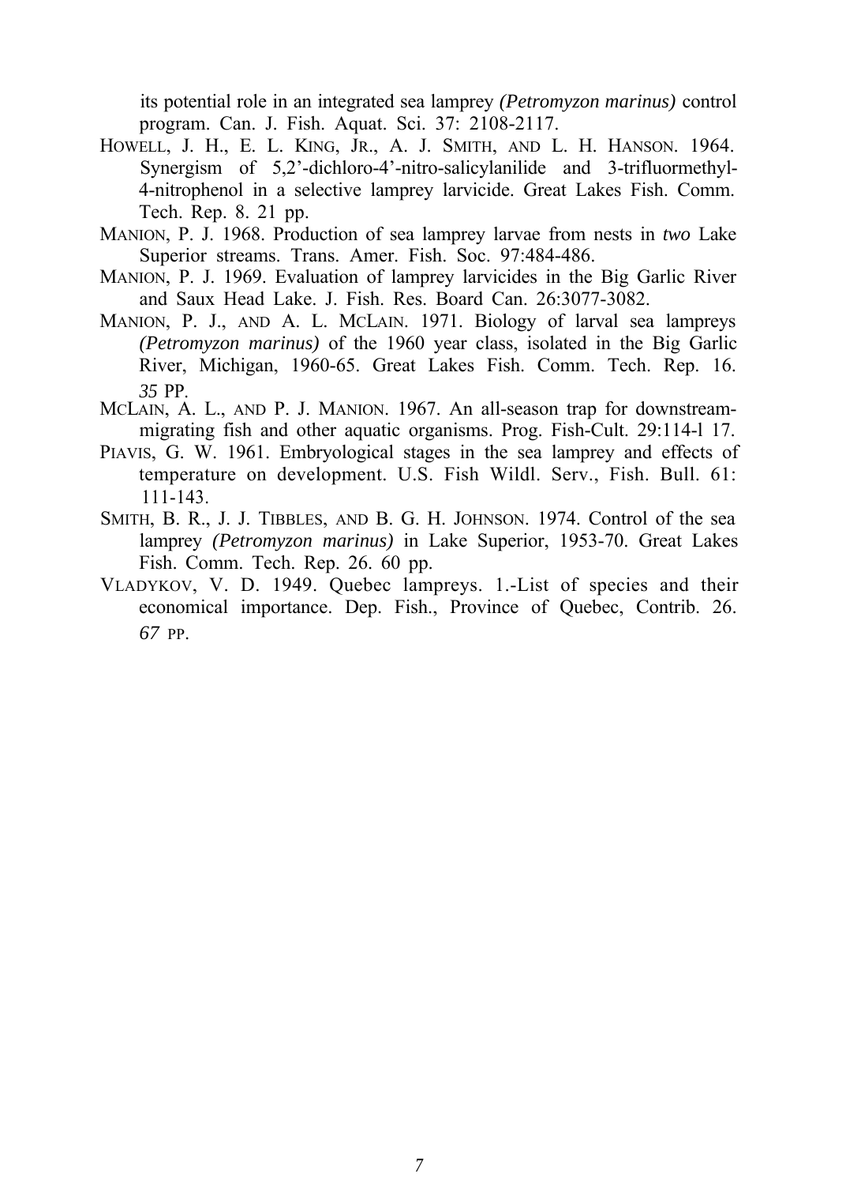its potential role in an integrated sea lamprey *(Petromyzon marinus)* control program. Can. J. Fish. Aquat. Sci. 37: 2108-2117.

HOWELL, J. H., E. L. KING, JR., A. J. SMITH, AND L. H. HANSON. 1964. Synergism of 5,2'-dichloro-4'-nitro-salicylanilide and 3-trifluormethyl-4-nitrophenol in a selective lamprey larvicide. Great Lakes Fish. Comm. Tech. Rep. 8. 21 pp.

MANION, P. J. 1968. Production of sea lamprey larvae from nests in *two* Lake Superior streams. Trans. Amer. Fish. Soc. 97:484-486.

MANION, P. J. 1969. Evaluation of lamprey larvicides in the Big Garlic River and Saux Head Lake. J. Fish. Res. Board Can. 26:3077-3082.

MANION, P. J., AND A. L. MCLAIN. 1971. Biology of larval sea lampreys *(Petromyzon marinus)* of the 1960 year class, isolated in the Big Garlic River, Michigan, 1960-65. Great Lakes Fish. Comm. Tech. Rep. 16. *35* PP.

MCLAIN, A. L., AND P. J. MANION. 1967. An all-season trap for downstream-migrating fish and other aquatic organisms. Prog. Fish-Cult. 29:114-l 17.

PIAVIS, G. W. 1961. Embryological stages in the sea lamprey and effects of temperature on development. U.S. Fish Wildl. Serv., Fish. Bull. 61: 111-143.

SMITH, B. R., J. J. TIBBLES, AND B. G. H. JOHNSON. 1974. Control of the sea lamprey *(Petromyzon marinus)* in Lake Superior, 1953-70. Great Lakes Fish. Comm. Tech. Rep. 26. 60 pp.

VLADYKOV, V. D. 1949. Quebec lampreys. 1.-List of species and their economical importance. Dep. Fish., Province of Quebec, Contrib. 26. *67* PP.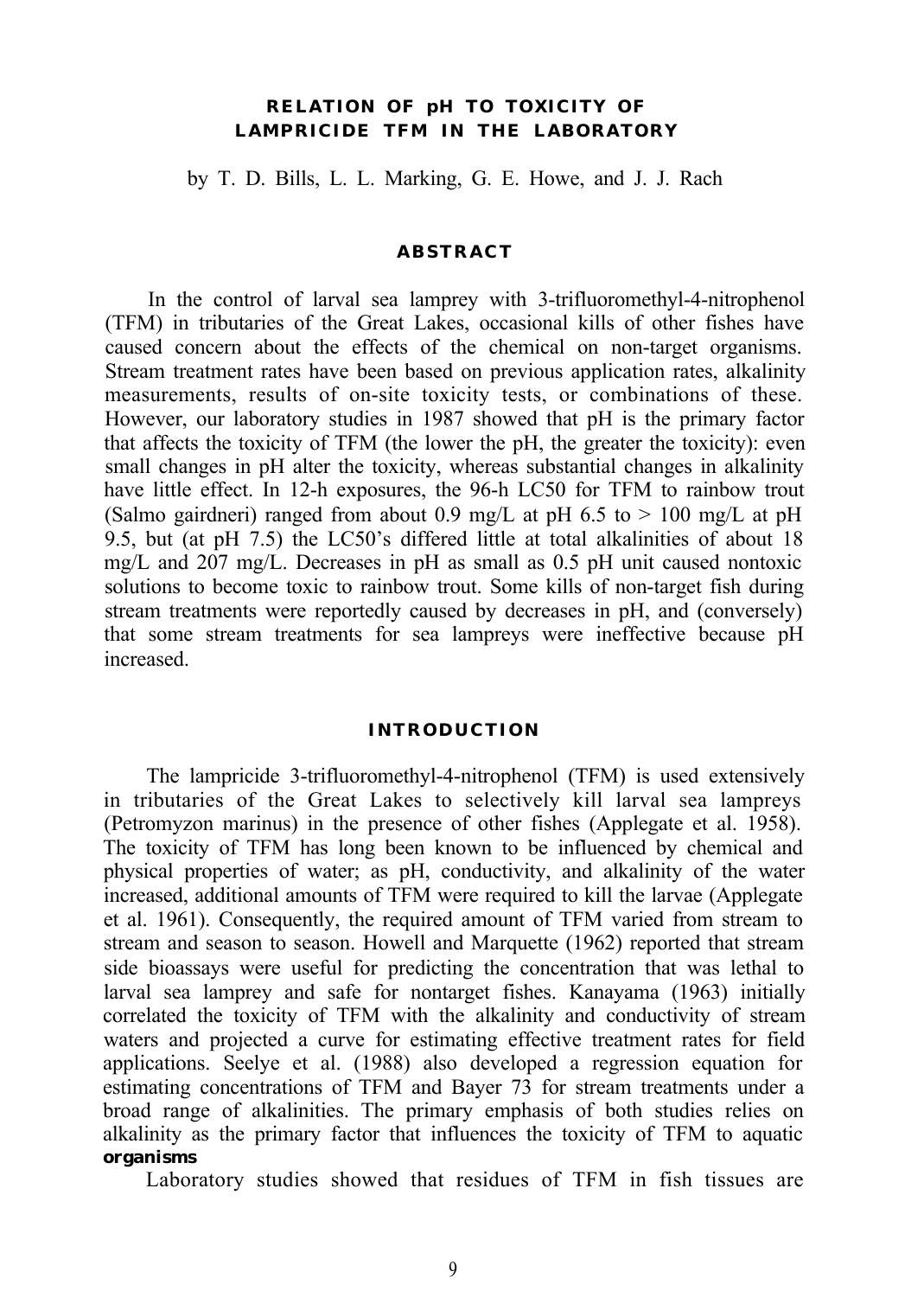# RELATION OF pH TO TOXICITY OF LAMPRICIDE TFM IN THE LABORATORY

by T. D. Bills, L. L. Marking, G. E. Howe, and J. J. Rach

## ABSTRACT

In the control of larval sea lamprey with 3-trifluoromethyl-4-nitrophenol (TFM) in tributaries of the Great Lakes, occasional kills of other fishes have caused concern about the effects of the chemical on non-target organisms. Stream treatment rates have been based on previous application rates, alkalinity measurements, results of on-site toxicity tests, or combinations of these. However, our laboratory studies in 1987 showed that pH is the primary factor that affects the toxicity of TFM (the lower the pH, the greater the toxicity): even small changes in pH alter the toxicity, whereas substantial changes in alkalinity have little effect. In 12-h exposures, the 96-h LC50 for TFM to rainbow trout (Salmo gairdneri) ranged from about 0.9 mg/L at pH 6.5 to > 100 mg/L at pH 9.5, but (at pH 7.5) the LC50's differed little at total alkalinities of about 18 mg/L and 207 mg/L. Decreases in pH as small as 0.5 pH unit caused nontoxic solutions to become toxic to rainbow trout. Some kills of non-target fish during stream treatments were reportedly caused by decreases in pH, and (conversely) that some stream treatments for sea lampreys were ineffective because pH increased.

## INTRODUCTION

The lampricide 3-trifluoromethyl-4-nitrophenol (TFM) is used extensively in tributaries of the Great Lakes to selectively kill larval sea lampreys (Petromyzon marinus) in the presence of other fishes (Applegate et al. 1958). The toxicity of TFM has long been known to be influenced by chemical and physical properties of water; as pH, conductivity, and alkalinity of the water increased, additional amounts of TFM were required to kill the larvae (Applegate et al. 1961). Consequently, the required amount of TFM varied from stream to stream and season to season. Howell and Marquette (1962) reported that stream side bioassays were useful for predicting the concentration that was lethal to larval sea lamprey and safe for nontarget fishes. Kanayama (1963) initially correlated the toxicity of TFM with the alkalinity and conductivity of stream waters and projected a curve for estimating effective treatment rates for field applications. Seelye et al. (1988) also developed a regression equation for estimating concentrations of TFM and Bayer 73 for stream treatments under a broad range of alkalinities. The primary emphasis of both studies relies on alkalinity as the primary factor that influences the toxicity of TFM to aquatic **organisms**

Laboratory studies showed that residues of TFM in fish tissues are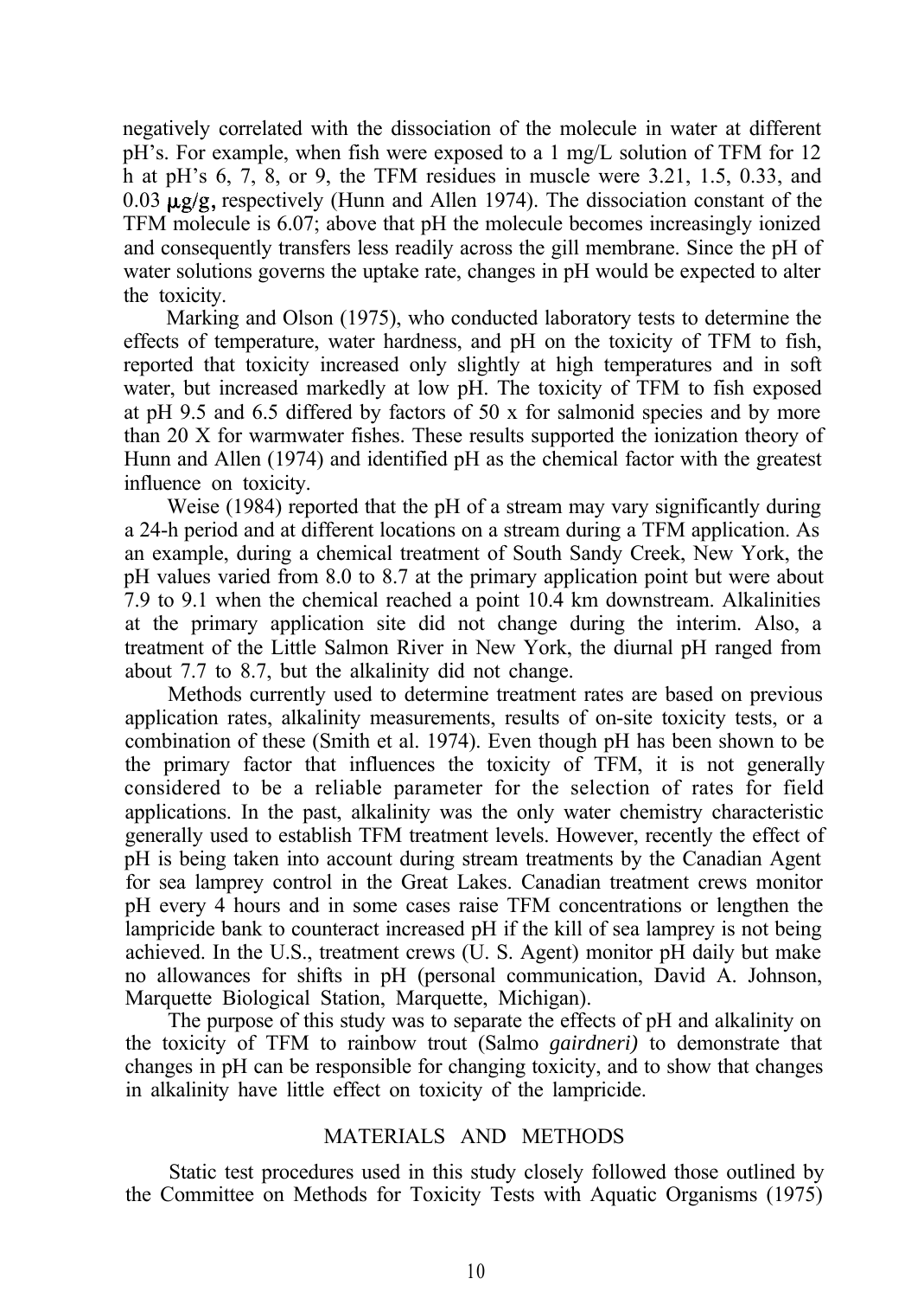negatively correlated with the dissociation of the molecule in water at different pH's. For example, when fish were exposed to a 1 mg/L solution of TFM for 12 h at pH's 6, 7, 8, or 9, the TFM residues in muscle were 3.21, 1.5, 0.33, and 0.03 μg/g, respectively (Hunn and Allen 1974). The dissociation constant of the TFM molecule is 6.07; above that pH the molecule becomes increasingly ionized and consequently transfers less readily across the gill membrane. Since the pH of water solutions governs the uptake rate, changes in pH would be expected to alter the toxicity.

Marking and Olson (1975), who conducted laboratory tests to determine the effects of temperature, water hardness, and pH on the toxicity of TFM to fish, reported that toxicity increased only slightly at high temperatures and in soft water, but increased markedly at low pH. The toxicity of TFM to fish exposed at pH 9.5 and 6.5 differed by factors of 50 x for salmonid species and by more than 20 X for warmwater fishes. These results supported the ionization theory of Hunn and Allen (1974) and identified pH as the chemical factor with the greatest influence on toxicity.

Weise (1984) reported that the pH of a stream may vary significantly during a 24-h period and at different locations on a stream during a TFM application. As an example, during a chemical treatment of South Sandy Creek, New York, the pH values varied from 8.0 to 8.7 at the primary application point but were about 7.9 to 9.1 when the chemical reached a point 10.4 km downstream. Alkalinities at the primary application site did not change during the interim. Also, a treatment of the Little Salmon River in New York, the diurnal pH ranged from about 7.7 to 8.7, but the alkalinity did not change.

Methods currently used to determine treatment rates are based on previous application rates, alkalinity measurements, results of on-site toxicity tests, or a combination of these (Smith et al. 1974). Even though pH has been shown to be the primary factor that influences the toxicity of TFM, it is not generally considered to be a reliable parameter for the selection of rates for field applications. In the past, alkalinity was the only water chemistry characteristic generally used to establish TFM treatment levels. However, recently the effect of pH is being taken into account during stream treatments by the Canadian Agent for sea lamprey control in the Great Lakes. Canadian treatment crews monitor pH every 4 hours and in some cases raise TFM concentrations or lengthen the lampricide bank to counteract increased pH if the kill of sea lamprey is not being achieved. In the U.S., treatment crews (U. S. Agent) monitor pH daily but make no allowances for shifts in pH (personal communication, David A. Johnson, Marquette Biological Station, Marquette, Michigan).

The purpose of this study was to separate the effects of pH and alkalinity on the toxicity of TFM to rainbow trout (Salmo *gairdneri)* to demonstrate that changes in pH can be responsible for changing toxicity, and to show that changes in alkalinity have little effect on toxicity of the lampricide.

## MATERIALS AND METHODS

Static test procedures used in this study closely followed those outlined by the Committee on Methods for Toxicity Tests with Aquatic Organisms (1975)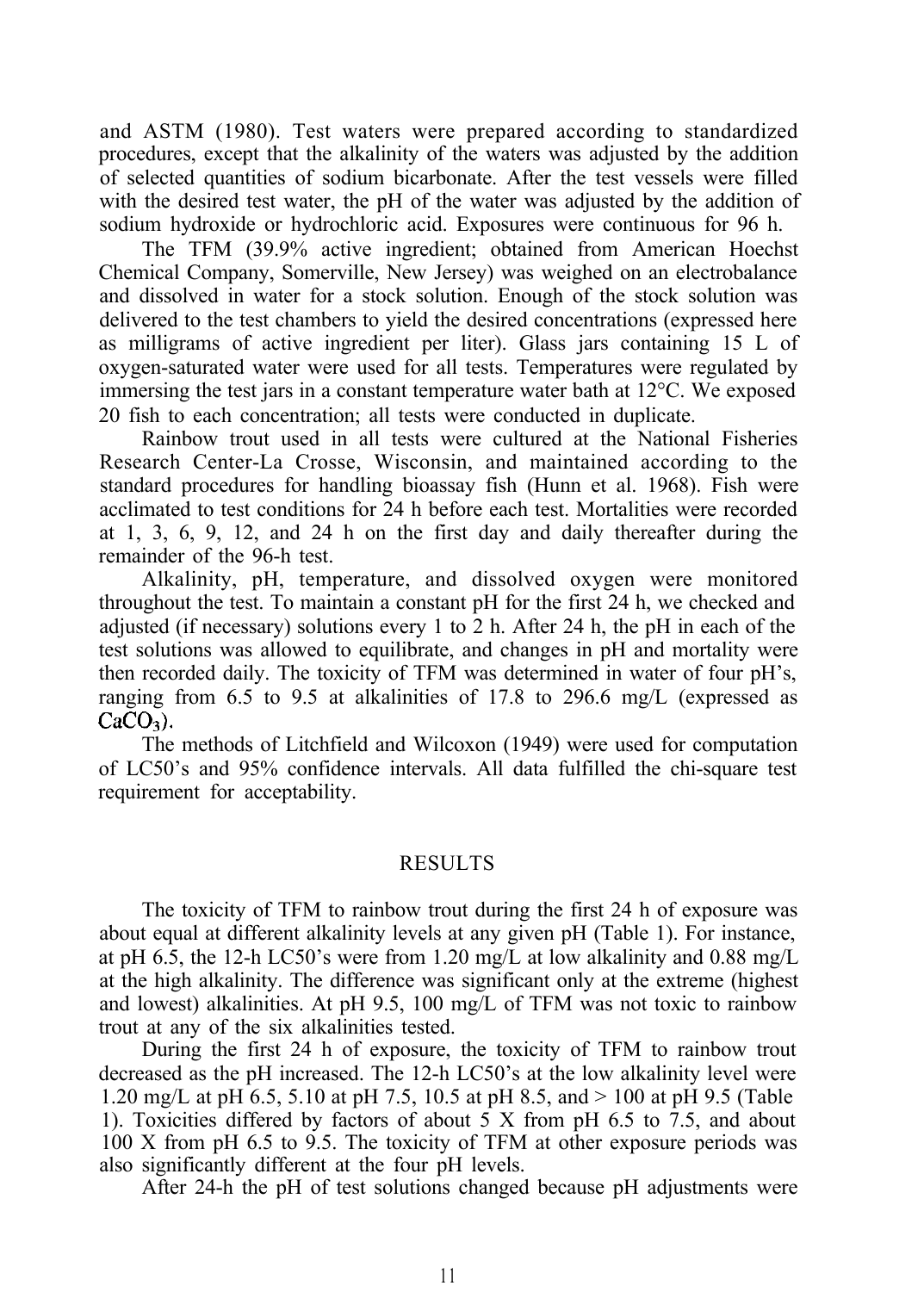and ASTM (1980). Test waters were prepared according to standardized procedures, except that the alkalinity of the waters was adjusted by the addition of selected quantities of sodium bicarbonate. After the test vessels were filled with the desired test water, the pH of the water was adjusted by the addition of sodium hydroxide or hydrochloric acid. Exposures were continuous for 96 h.

The TFM (39.9% active ingredient; obtained from American Hoechst Chemical Company, Somerville, New Jersey) was weighed on an electrobalance and dissolved in water for a stock solution. Enough of the stock solution was delivered to the test chambers to yield the desired concentrations (expressed here as milligrams of active ingredient per liter). Glass jars containing 15 L of oxygen-saturated water were used for all tests. Temperatures were regulated by immersing the test jars in a constant temperature water bath at 12°C. We exposed 20 fish to each concentration; all tests were conducted in duplicate.

Rainbow trout used in all tests were cultured at the National Fisheries Research Center-La Crosse, Wisconsin, and maintained according to the standard procedures for handling bioassay fish (Hunn et al. 1968). Fish were acclimated to test conditions for 24 h before each test. Mortalities were recorded at 1, 3, 6, 9, 12, and 24 h on the first day and daily thereafter during the remainder of the 96-h test.

Alkalinity, pH, temperature, and dissolved oxygen were monitored throughout the test. To maintain a constant pH for the first 24 h, we checked and adjusted (if necessary) solutions every 1 to 2 h. After 24 h, the pH in each of the test solutions was allowed to equilibrate, and changes in pH and mortality were then recorded daily. The toxicity of TFM was determined in water of four pH's, ranging from 6.5 to 9.5 at alkalinities of 17.8 to 296.6 mg/L (expressed as $CaCO_3$).

The methods of Litchfield and Wilcoxon (1949) were used for computation of LC50's and 95% confidence intervals. All data fulfilled the chi-square test requirement for acceptability.

## RESULTS

The toxicity of TFM to rainbow trout during the first 24 h of exposure was about equal at different alkalinity levels at any given pH (Table 1). For instance, at pH 6.5, the 12-h LC50's were from 1.20 mg/L at low alkalinity and 0.88 mg/L at the high alkalinity. The difference was significant only at the extreme (highest and lowest) alkalinities. At pH 9.5, 100 mg/L of TFM was not toxic to rainbow trout at any of the six alkalinities tested.

During the first 24 h of exposure, the toxicity of TFM to rainbow trout decreased as the pH increased. The 12-h LC50's at the low alkalinity level were 1.20 mg/L at pH 6.5, 5.10 at pH 7.5, 10.5 at pH 8.5, and > 100 at pH 9.5 (Table 1). Toxicities differed by factors of about 5 X from pH 6.5 to 7.5, and about 100 X from pH 6.5 to 9.5. The toxicity of TFM at other exposure periods was also significantly different at the four pH levels.

After 24-h the pH of test solutions changed because pH adjustments were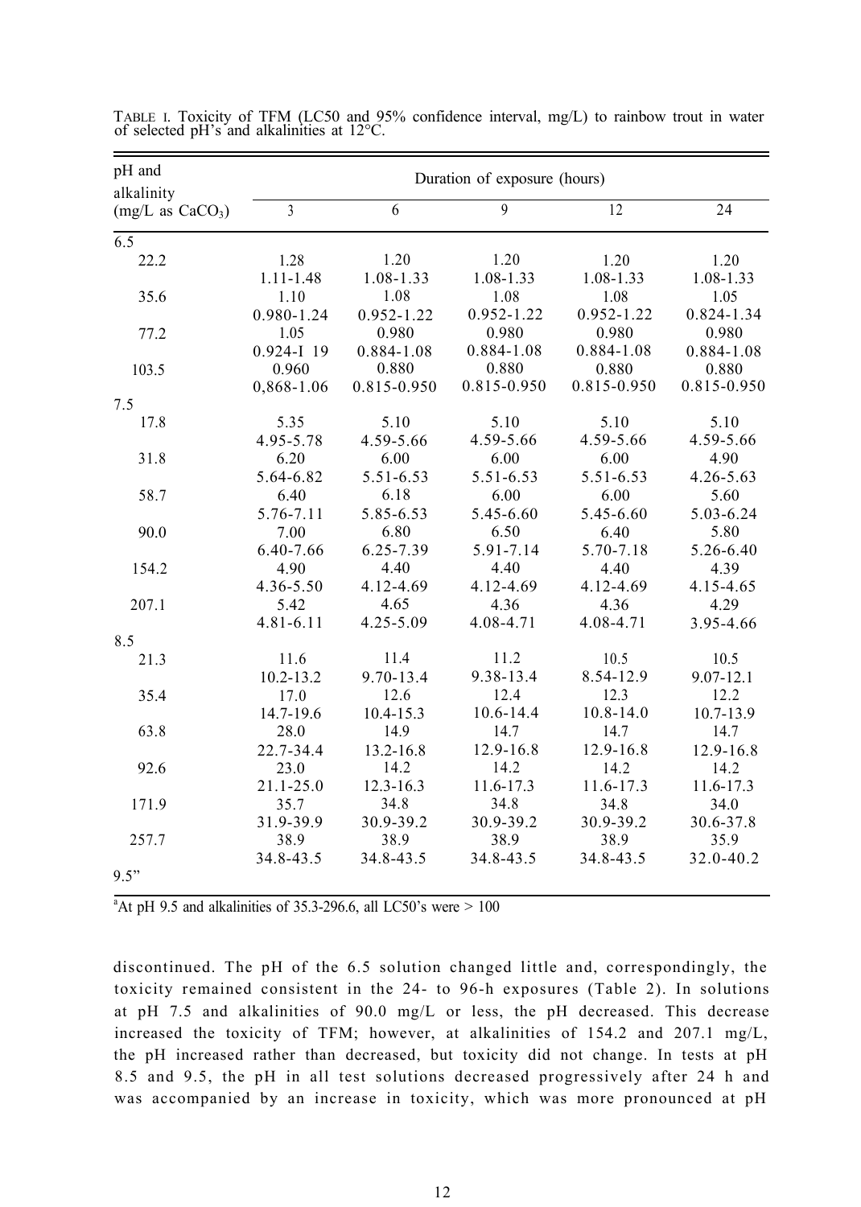TABLE I. Toxicity of TFM (LC50 and 95% confidence interval, mg/L) to rainbow trout in water of selected pH's and alkalinities at 12°C.

| pH and alkalinity (mg/L as $CaCO_3$) | Duration of exposure (hours) | | | | |
|---|---|---|---|---|---|
| | 3 | 6 | 9 | 12 | 24 |
| 6.5 | | | | | |
| 22.2 | 1.28<br>1.11-1.48 | 1.20<br>1.08-1.33 | 1.20<br>1.08-1.33 | 1.20<br>1.08-1.33 | 1.20<br>1.08-1.33 |
| 35.6 | 1.10<br>0.980-1.24 | 1.08<br>0.952-1.22 | 1.08<br>0.952-1.22 | 1.08<br>0.952-1.22 | 1.05<br>0.824-1.34 |
| 77.2 | 1.05<br>0.924-I 19 | 0.980<br>0.884-1.08 | 0.980<br>0.884-1.08 | 0.980<br>0.884-1.08 | 0.980<br>0.884-1.08 |
| 103.5 | 0.960<br>0,868-1.06 | 0.880<br>0.815-0.950 | 0.880<br>0.815-0.950 | 0.880<br>0.815-0.950 | 0.880<br>0.815-0.950 |
| 7.5 | | | | | |
| 17.8 | 5.35<br>4.95-5.78 | 5.10<br>4.59-5.66 | 5.10<br>4.59-5.66 | 5.10<br>4.59-5.66 | 5.10<br>4.59-5.66 |
| 31.8 | 6.20<br>5.64-6.82 | 6.00<br>5.51-6.53 | 6.00<br>5.51-6.53 | 6.00<br>5.51-6.53 | 4.90<br>4.26-5.63 |
| 58.7 | 6.40<br>5.76-7.11 | 6.18<br>5.85-6.53 | 6.00<br>5.45-6.60 | 6.00<br>5.45-6.60 | 5.60<br>5.03-6.24 |
| 90.0 | 7.00<br>6.40-7.66 | 6.80<br>6.25-7.39 | 6.50<br>5.91-7.14 | 6.40<br>5.70-7.18 | 5.80<br>5.26-6.40 |
| 154.2 | 4.90<br>4.36-5.50 | 4.40<br>4.12-4.69 | 4.40<br>4.12-4.69 | 4.40<br>4.12-4.69 | 4.39<br>4.15-4.65 |
| 207.1 | 5.42<br>4.81-6.11 | 4.65<br>4.25-5.09 | 4.36<br>4.08-4.71 | 4.36<br>4.08-4.71 | 4.29<br>3.95-4.66 |
| 8.5 | | | | | |
| 21.3 | 11.6<br>10.2-13.2 | 11.4<br>9.70-13.4 | 11.2<br>9.38-13.4 | 10.5<br>8.54-12.9 | 10.5<br>9.07-12.1 |
| 35.4 | 17.0<br>14.7-19.6 | 12.6<br>10.4-15.3 | 12.4<br>10.6-14.4 | 12.3<br>10.8-14.0 | 12.2<br>10.7-13.9 |
| 63.8 | 28.0<br>22.7-34.4 | 14.9<br>13.2-16.8 | 14.7<br>12.9-16.8 | 14.7<br>12.9-16.8 | 14.7<br>12.9-16.8 |
| 92.6 | 23.0<br>21.1-25.0 | 14.2<br>12.3-16.3 | 14.2<br>11.6-17.3 | 14.2<br>11.6-17.3 | 14.2<br>11.6-17.3 |
| 171.9 | 35.7<br>31.9-39.9 | 34.8<br>30.9-39.2 | 34.8<br>30.9-39.2 | 34.8<br>30.9-39.2 | 34.0<br>30.6-37.8 |
| 257.7 | 38.9<br>34.8-43.5 | 38.9<br>34.8-43.5 | 38.9<br>34.8-43.5 | 38.9<br>34.8-43.5 | 35.9<br>32.0-40.2 |
| 9.5" | | | | | |

[a]At pH 9.5 and alkalinities of 35.3-296.6, all LC50's were > 100

discontinued. The pH of the 6.5 solution changed little and, correspondingly, the toxicity remained consistent in the 24- to 96-h exposures (Table 2). In solutions at pH 7.5 and alkalinities of 90.0 mg/L or less, the pH decreased. This decrease increased the toxicity of TFM; however, at alkalinities of 154.2 and 207.1 mg/L, the pH increased rather than decreased, but toxicity did not change. In tests at pH 8.5 and 9.5, the pH in all test solutions decreased progressively after 24 h and was accompanied by an increase in toxicity, which was more pronounced at pH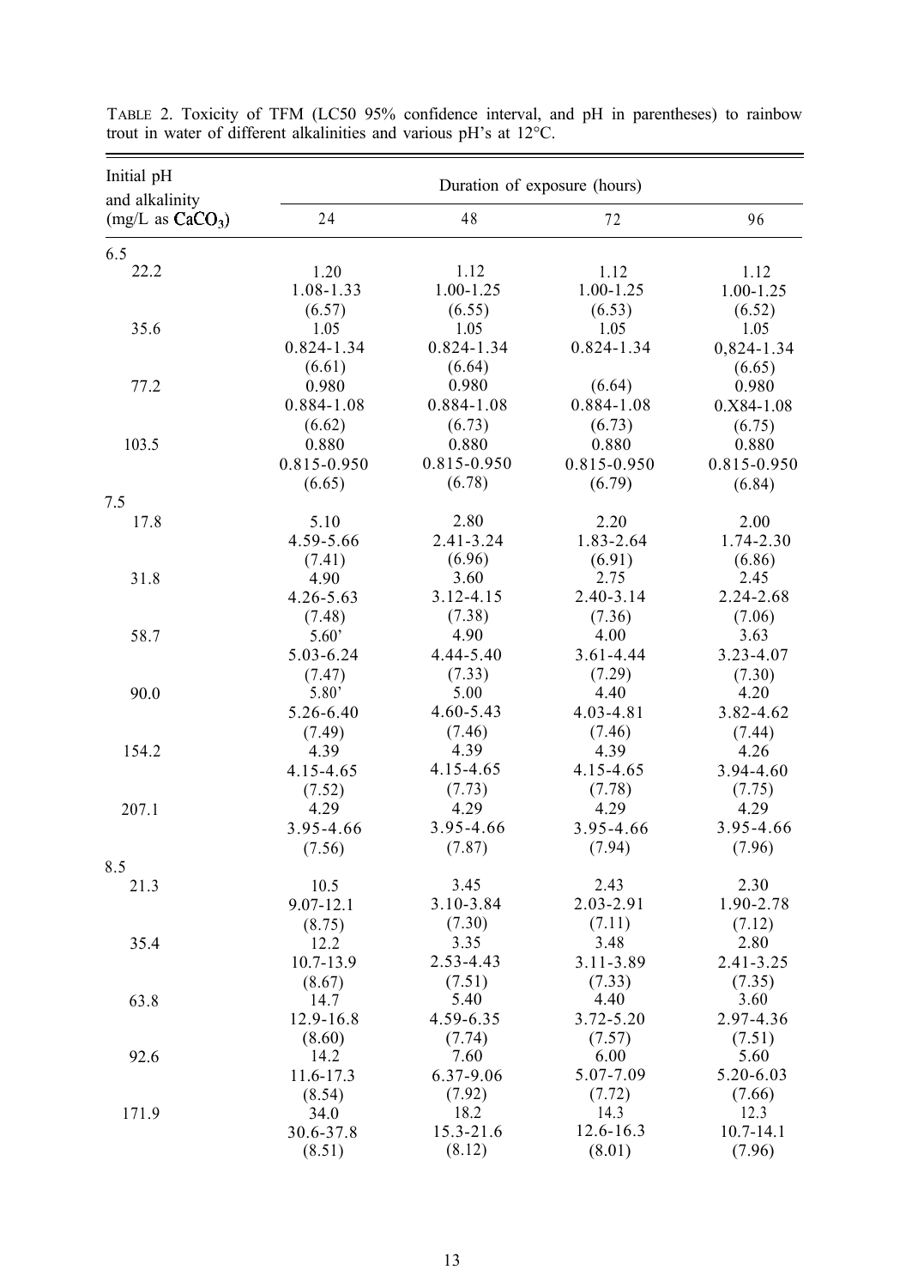TABLE 2. Toxicity of TFM (LC50 95% confidence interval, and pH in parentheses) to rainbow trout in water of different alkalinities and various pH's at 12°C.

| Initial pH and alkalinity (mg/L as $CaCO_3$) | Duration of exposure (hours) | | | |
|---|---|---|---|---|
| | 24 | 48 | 72 | 96 |
| 6.5 | | | | |
| 22.2 | 1.20<br>1.08-1.33<br>(6.57) | 1.12<br>1.00-1.25<br>(6.55) | 1.12<br>1.00-1.25<br>(6.53) | 1.12<br>1.00-1.25<br>(6.52) |
| 35.6 | 1.05<br>0.824-1.34<br>(6.61) | 1.05<br>0.824-1.34<br>(6.64) | 1.05<br>0.824-1.34 | 1.05<br>0,824-1.34<br>(6.65) |
| 77.2 | 0.980<br>0.884-1.08<br>(6.62) | 0.980<br>0.884-1.08<br>(6.73) | (6.64)<br>0.884-1.08<br>(6.73) | 0.980<br>0.X84-1.08<br>(6.75) |
| 103.5 | 0.880<br>0.815-0.950<br>(6.65) | 0.880<br>0.815-0.950<br>(6.78) | 0.880<br>0.815-0.950<br>(6.79) | 0.880<br>0.815-0.950<br>(6.84) |
| 7.5 | | | | |
| 17.8 | 5.10<br>4.59-5.66<br>(7.41) | 2.80<br>2.41-3.24<br>(6.96) | 2.20<br>1.83-2.64<br>(6.91) | 2.00<br>1.74-2.30<br>(6.86) |
| 31.8 | 4.90<br>4.26-5.63<br>(7.48) | 3.60<br>3.12-4.15<br>(7.38) | 2.75<br>2.40-3.14<br>(7.36) | 2.45<br>2.24-2.68<br>(7.06) |
| 58.7 | 5.60'<br>5.03-6.24<br>(7.47) | 4.90<br>4.44-5.40<br>(7.33) | 4.00<br>3.61-4.44<br>(7.29) | 3.63<br>3.23-4.07<br>(7.30) |
| 90.0 | 5.80'<br>5.26-6.40<br>(7.49) | 5.00<br>4.60-5.43<br>(7.46) | 4.40<br>4.03-4.81<br>(7.46) | 4.20<br>3.82-4.62<br>(7.44) |
| 154.2 | 4.39<br>4.15-4.65<br>(7.52) | 4.39<br>4.15-4.65<br>(7.73) | 4.39<br>4.15-4.65<br>(7.78) | 4.26<br>3.94-4.60<br>(7.75) |
| 207.1 | 4.29<br>3.95-4.66<br>(7.56) | 4.29<br>3.95-4.66<br>(7.87) | 4.29<br>3.95-4.66<br>(7.94) | 4.29<br>3.95-4.66<br>(7.96) |
| 8.5 | | | | |
| 21.3 | 10.5<br>9.07-12.1<br>(8.75) | 3.45<br>3.10-3.84<br>(7.30) | 2.43<br>2.03-2.91<br>(7.11) | 2.30<br>1.90-2.78<br>(7.12) |
| 35.4 | 12.2<br>10.7-13.9<br>(8.67) | 3.35<br>2.53-4.43<br>(7.51) | 3.48<br>3.11-3.89<br>(7.33) | 2.80<br>2.41-3.25<br>(7.35) |
| 63.8 | 14.7<br>12.9-16.8<br>(8.60) | 5.40<br>4.59-6.35<br>(7.74) | 4.40<br>3.72-5.20<br>(7.57) | 3.60<br>2.97-4.36<br>(7.51) |
| 92.6 | 14.2<br>11.6-17.3<br>(8.54) | 7.60<br>6.37-9.06<br>(7.92) | 6.00<br>5.07-7.09<br>(7.72) | 5.60<br>5.20-6.03<br>(7.66) |
| 171.9 | 34.0<br>30.6-37.8<br>(8.51) | 18.2<br>15.3-21.6<br>(8.12) | 14.3<br>12.6-16.3<br>(8.01) | 12.3<br>10.7-14.1<br>(7.96) |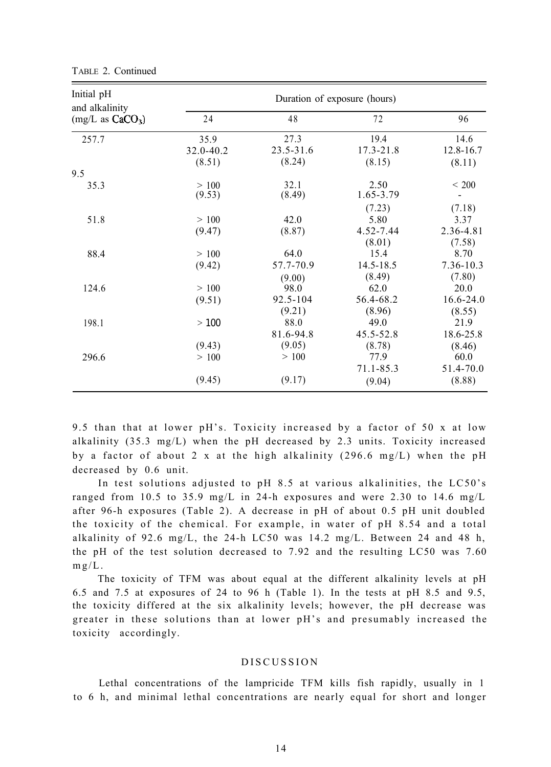TABLE 2. Continued

| Initial pH and alkalinity (mg/L as $CaCO_3$) | Duration of exposure (hours) | | | |
|---|---|---|---|---|
| | 24 | 48 | 72 | 96 |
| 257.7 | 35.9<br>32.0-40.2<br>(8.51) | 27.3<br>23.5-31.6<br>(8.24) | 19.4<br>17.3-21.8<br>(8.15) | 14.6<br>12.8-16.7<br>(8.11) |
| 9.5 | | | | |
| 35.3 | > 100<br>(9.53) | 32.1<br>(8.49) | 2.50<br>1.65-3.79<br>(7.23) | < 200<br>-<br>(7.18) |
| 51.8 | > 100<br>(9.47) | 42.0<br>(8.87) | 5.80<br>4.52-7.44<br>(8.01) | 3.37<br>2.36-4.81<br>(7.58) |
| 88.4 | > 100<br>(9.42) | 64.0<br>57.7-70.9<br>(9.00) | 15.4<br>14.5-18.5<br>(8.49) | 8.70<br>7.36-10.3<br>(7.80) |
| 124.6 | > 100<br>(9.51) | 98.0<br>92.5-104<br>(9.21) | 62.0<br>56.4-68.2<br>(8.96) | 20.0<br>16.6-24.0<br>(8.55) |
| 198.1 | > 100<br>(9.43) | 88.0<br>81.6-94.8<br>(9.05) | 49.0<br>45.5-52.8<br>(8.78) | 21.9<br>18.6-25.8<br>(8.46) |
| 296.6 | > 100<br>(9.45) | > 100<br>(9.17) | 77.9<br>71.1-85.3<br>(9.04) | 60.0<br>51.4-70.0<br>(8.88) |

9.5 than that at lower pH's. Toxicity increased by a factor of 50 x at low alkalinity (35.3 mg/L) when the pH decreased by 2.3 units. Toxicity increased by a factor of about 2 x at the high alkalinity (296.6 mg/L) when the pH decreased by 0.6 unit.

In test solutions adjusted to pH 8.5 at various alkalinities, the LC50's ranged from 10.5 to 35.9 mg/L in 24-h exposures and were 2.30 to 14.6 mg/L after 96-h exposures (Table 2). A decrease in pH of about 0.5 pH unit doubled the toxicity of the chemical. For example, in water of pH 8.54 and a total alkalinity of 92.6 mg/L, the 24-h LC50 was 14.2 mg/L. Between 24 and 48 h, the pH of the test solution decreased to 7.92 and the resulting LC50 was 7.60 mg/L.

The toxicity of TFM was about equal at the different alkalinity levels at pH 6.5 and 7.5 at exposures of 24 to 96 h (Table 1). In the tests at pH 8.5 and 9.5, the toxicity differed at the six alkalinity levels; however, the pH decrease was greater in these solutions than at lower pH's and presumably increased the toxicity accordingly.

## DISCUSSION

Lethal concentrations of the lampricide TFM kills fish rapidly, usually in 1 to 6 h, and minimal lethal concentrations are nearly equal for short and longer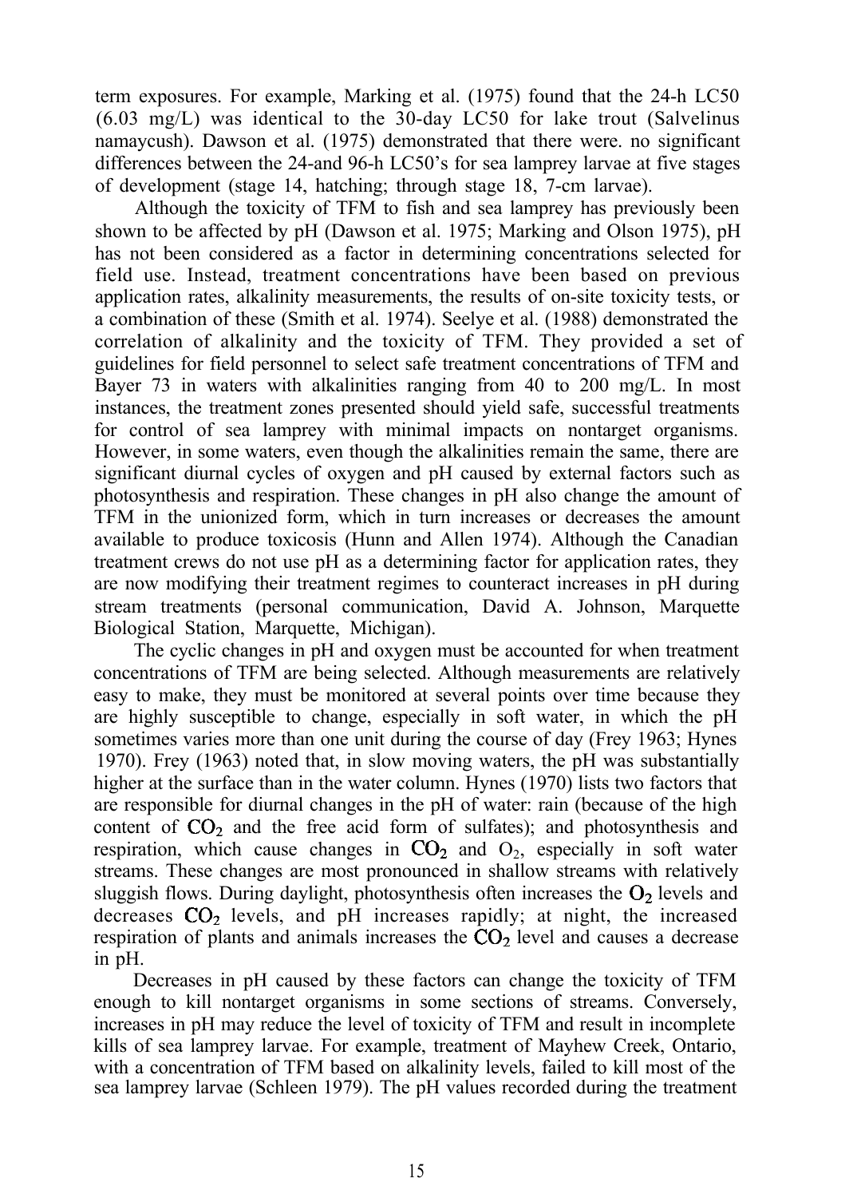term exposures. For example, Marking et al. (1975) found that the 24-h LC50 (6.03 mg/L) was identical to the 30-day LC50 for lake trout (*Salvelinus namaycush*). Dawson et al. (1975) demonstrated that there were. no significant differences between the 24-and 96-h LC50's for sea lamprey larvae at five stages of development (stage 14, hatching; through stage 18, 7-cm larvae).

Although the toxicity of TFM to fish and sea lamprey has previously been shown to be affected by pH (Dawson et al. 1975; Marking and Olson 1975), pH has not been considered as a factor in determining concentrations selected for field use. Instead, treatment concentrations have been based on previous application rates, alkalinity measurements, the results of on-site toxicity tests, or a combination of these (Smith et al. 1974). Seelye et al. (1988) demonstrated the correlation of alkalinity and the toxicity of TFM. They provided a set of guidelines for field personnel to select safe treatment concentrations of TFM and Bayer 73 in waters with alkalinities ranging from 40 to 200 mg/L. In most instances, the treatment zones presented should yield safe, successful treatments for control of sea lamprey with minimal impacts on nontarget organisms. However, in some waters, even though the alkalinities remain the same, there are significant diurnal cycles of oxygen and pH caused by external factors such as photosynthesis and respiration. These changes in pH also change the amount of TFM in the unionized form, which in turn increases or decreases the amount available to produce toxicosis (Hunn and Allen 1974). Although the Canadian treatment crews do not use pH as a determining factor for application rates, they are now modifying their treatment regimes to counteract increases in pH during stream treatments (personal communication, David A. Johnson, Marquette Biological Station, Marquette, Michigan).

The cyclic changes in pH and oxygen must be accounted for when treatment concentrations of TFM are being selected. Although measurements are relatively easy to make, they must be monitored at several points over time because they are highly susceptible to change, especially in soft water, in which the pH sometimes varies more than one unit during the course of day (Frey 1963; Hynes 1970). Frey (1963) noted that, in slow moving waters, the pH was substantially higher at the surface than in the water column. Hynes (1970) lists two factors that are responsible for diurnal changes in the pH of water: rain (because of the high content of $CO_2$ and the free acid form of sulfates); and photosynthesis and respiration, which cause changes in $CO_2$ and $O_2$, especially in soft water streams. These changes are most pronounced in shallow streams with relatively sluggish flows. During daylight, photosynthesis often increases the $O_2$ levels and decreases $CO_2$ levels, and pH increases rapidly; at night, the increased respiration of plants and animals increases the $CO_2$ level and causes a decrease in pH.

Decreases in pH caused by these factors can change the toxicity of TFM enough to kill nontarget organisms in some sections of streams. Conversely, increases in pH may reduce the level of toxicity of TFM and result in incomplete kills of sea lamprey larvae. For example, treatment of Mayhew Creek, Ontario, with a concentration of TFM based on alkalinity levels, failed to kill most of the sea lamprey larvae (Schleen 1979). The pH values recorded during the treatment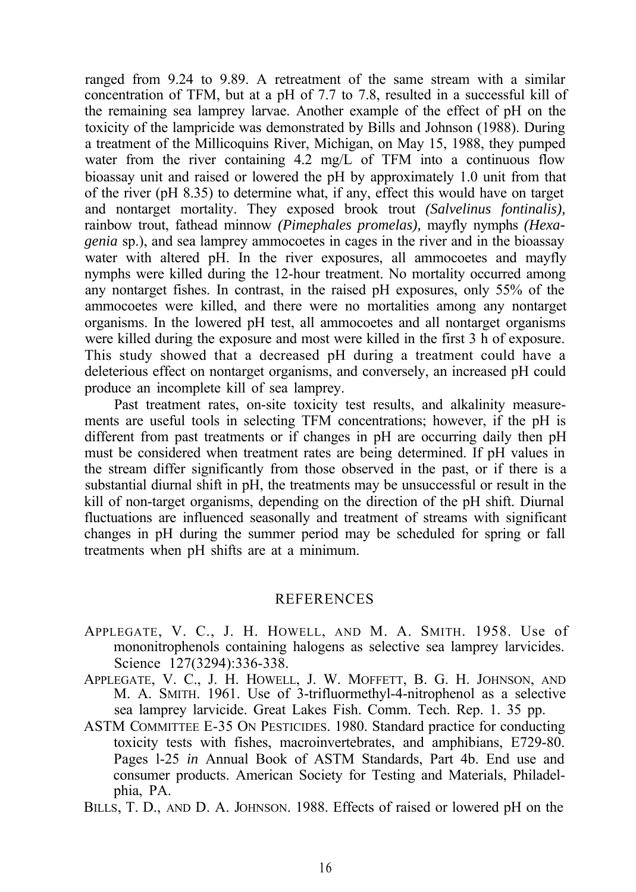ranged from 9.24 to 9.89. A retreatment of the same stream with a similar concentration of TFM, but at a pH of 7.7 to 7.8, resulted in a successful kill of the remaining sea lamprey larvae. Another example of the effect of pH on the toxicity of the lampricide was demonstrated by Bills and Johnson (1988). During a treatment of the Millicoquins River, Michigan, on May 15, 1988, they pumped water from the river containing 4.2 mg/L of TFM into a continuous flow bioassay unit and raised or lowered the pH by approximately 1.0 unit from that of the river (pH 8.35) to determine what, if any, effect this would have on target and nontarget mortality. They exposed brook trout *(Salvelinus fontinalis),* rainbow trout, fathead minnow *(Pimephales promelas),* mayfly nymphs *(Hexagenia* sp.), and sea lamprey ammocoetes in cages in the river and in the bioassay water with altered pH. In the river exposures, all ammocoetes and mayfly nymphs were killed during the 12-hour treatment. No mortality occurred among any nontarget fishes. In contrast, in the raised pH exposures, only 55% of the ammocoetes were killed, and there were no mortalities among any nontarget organisms. In the lowered pH test, all ammocoetes and all nontarget organisms were killed during the exposure and most were killed in the first 3 h of exposure. This study showed that a decreased pH during a treatment could have a deleterious effect on nontarget organisms, and conversely, an increased pH could produce an incomplete kill of sea lamprey.

Past treatment rates, on-site toxicity test results, and alkalinity measurements are useful tools in selecting TFM concentrations; however, if the pH is different from past treatments or if changes in pH are occurring daily then pH must be considered when treatment rates are being determined. If pH values in the stream differ significantly from those observed in the past, or if there is a substantial diurnal shift in pH, the treatments may be unsuccessful or result in the kill of non-target organisms, depending on the direction of the pH shift. Diurnal fluctuations are influenced seasonally and treatment of streams with significant changes in pH during the summer period may be scheduled for spring or fall treatments when pH shifts are at a minimum.

## REFERENCES

APPLEGATE, V. C., J. H. HOWELL, AND M. A. SMITH. 1958. Use of mononitrophenols containing halogens as selective sea lamprey larvicides. Science 127(3294):336-338.

APPLEGATE, V. C., J. H. HOWELL, J. W. MOFFETT, B. G. H. JOHNSON, AND M. A. SMITH. 1961. Use of 3-trifluormethyl-4-nitrophenol as a selective sea lamprey larvicide. Great Lakes Fish. Comm. Tech. Rep. 1. 35 pp.

ASTM COMMITTEE E-35 ON PESTICIDES. 1980. Standard practice for conducting toxicity tests with fishes, macroinvertebrates, and amphibians, E729-80. Pages l-25 *in* Annual Book of ASTM Standards, Part 4b. End use and consumer products. American Society for Testing and Materials, Philadelphia, PA.

BILLS, T. D., AND D. A. JOHNSON. 1988. Effects of raised or lowered pH on the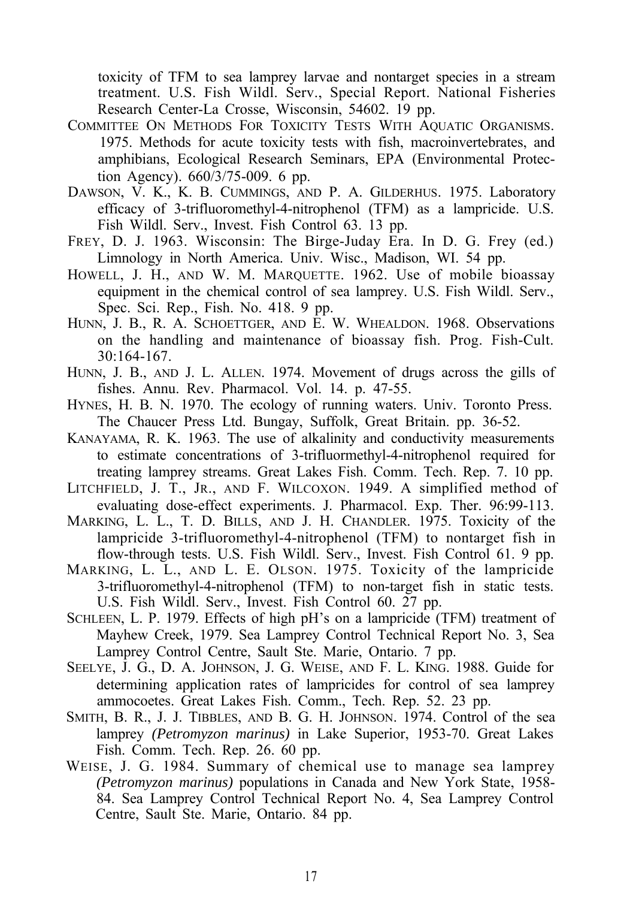toxicity of TFM to sea lamprey larvae and nontarget species in a stream treatment. U.S. Fish Wildl. Serv., Special Report. National Fisheries Research Center-La Crosse, Wisconsin, 54602. 19 pp.

COMMITTEE ON METHODS FOR TOXICITY TESTS WITH AQUATIC ORGANISMS. 1975. Methods for acute toxicity tests with fish, macroinvertebrates, and amphibians, Ecological Research Seminars, EPA (Environmental Protection Agency). 660/3/75-009. 6 pp.

DAWSON, V. K., K. B. CUMMINGS, AND P. A. GILDERHUS. 1975. Laboratory efficacy of 3-trifluoromethyl-4-nitrophenol (TFM) as a lampricide. U.S. Fish Wildl. Serv., Invest. Fish Control 63. 13 pp.

FREY, D. J. 1963. Wisconsin: The Birge-Juday Era. In D. G. Frey (ed.) Limnology in North America. Univ. Wisc., Madison, WI. 54 pp.

HOWELL, J. H., AND W. M. MARQUETTE. 1962. Use of mobile bioassay equipment in the chemical control of sea lamprey. U.S. Fish Wildl. Serv., Spec. Sci. Rep., Fish. No. 418. 9 pp.

HUNN, J. B., R. A. SCHOETTGER, AND E. W. WHEALDON. 1968. Observations on the handling and maintenance of bioassay fish. Prog. Fish-Cult. 30:164-167.

HUNN, J. B., AND J. L. ALLEN. 1974. Movement of drugs across the gills of fishes. Annu. Rev. Pharmacol. Vol. 14. p. 47-55.

HYNES, H. B. N. 1970. The ecology of running waters. Univ. Toronto Press. The Chaucer Press Ltd. Bungay, Suffolk, Great Britain. pp. 36-52.

KANAYAMA, R. K. 1963. The use of alkalinity and conductivity measurements to estimate concentrations of 3-trifluormethyl-4-nitrophenol required for treating lamprey streams. Great Lakes Fish. Comm. Tech. Rep. 7. 10 pp.

LITCHFIELD, J. T., JR., AND F. WILCOXON. 1949. A simplified method of evaluating dose-effect experiments. J. Pharmacol. Exp. Ther. 96:99-113.

MARKING, L. L., T. D. BILLS, AND J. H. CHANDLER. 1975. Toxicity of the lampricide 3-trifluoromethyl-4-nitrophenol (TFM) to nontarget fish in flow-through tests. U.S. Fish Wildl. Serv., Invest. Fish Control 61. 9 pp.

MARKING, L. L., AND L. E. OLSON. 1975. Toxicity of the lampricide 3-trifluoromethyl-4-nitrophenol (TFM) to non-target fish in static tests. U.S. Fish Wildl. Serv., Invest. Fish Control 60. 27 pp.

SCHLEEN, L. P. 1979. Effects of high pH's on a lampricide (TFM) treatment of Mayhew Creek, 1979. Sea Lamprey Control Technical Report No. 3, Sea Lamprey Control Centre, Sault Ste. Marie, Ontario. 7 pp.

SEELYE, J. G., D. A. JOHNSON, J. G. WEISE, AND F. L. KING. 1988. Guide for determining application rates of lampricides for control of sea lamprey ammocoetes. Great Lakes Fish. Comm., Tech. Rep. 52. 23 pp.

SMITH, B. R., J. J. TIBBLES, AND B. G. H. JOHNSON. 1974. Control of the sea lamprey *(Petromyzon marinus)* in Lake Superior, 1953-70. Great Lakes Fish. Comm. Tech. Rep. 26. 60 pp.

WEISE, J. G. 1984. Summary of chemical use to manage sea lamprey *(Petromyzon marinus)* populations in Canada and New York State, 1958-84. Sea Lamprey Control Technical Report No. 4, Sea Lamprey Control Centre, Sault Ste. Marie, Ontario. 84 pp.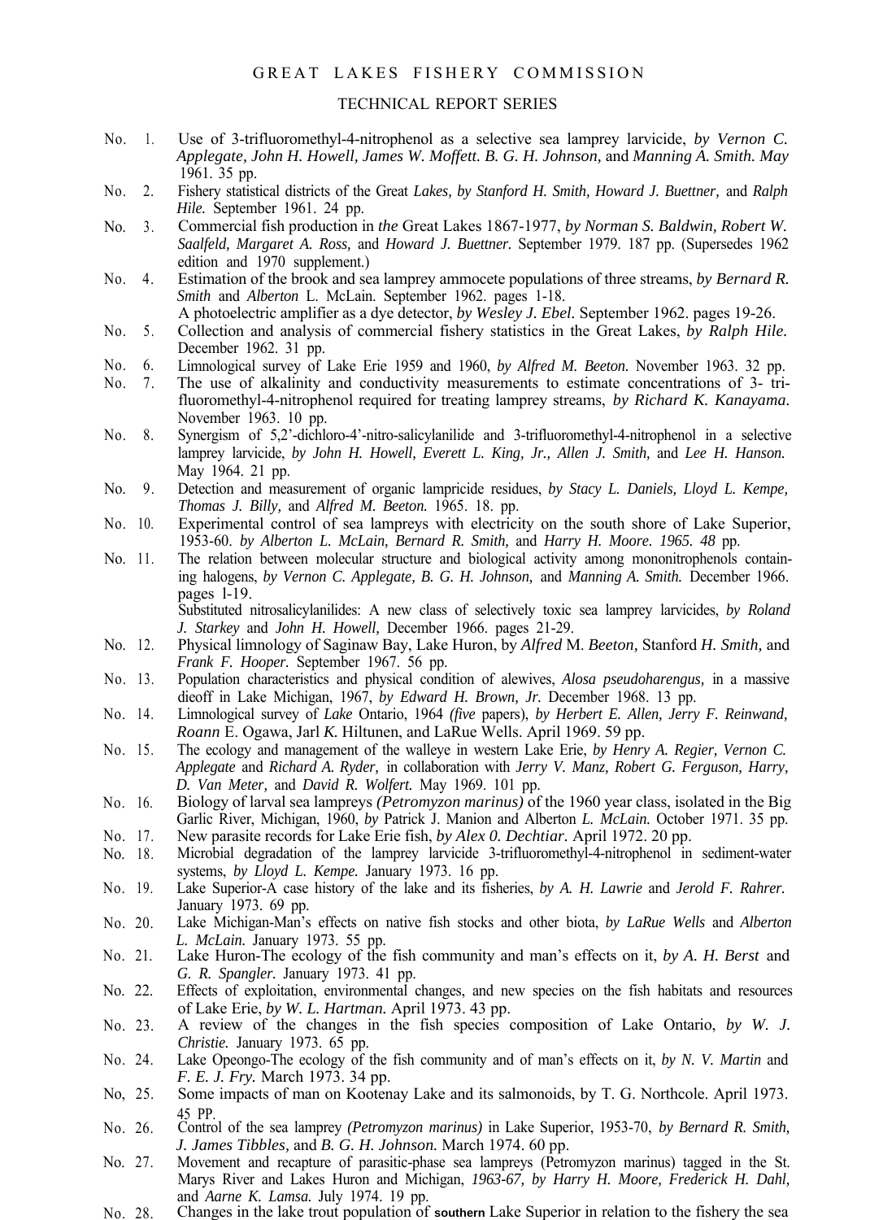GREAT LAKES FISHERY COMMISSION

TECHNICAL REPORT SERIES

No. 1. Use of 3-trifluoromethyl-4-nitrophenol as a selective sea lamprey larvicide, *by Vernon C. Applegate, John H. Howell, James W. Moffett. B. G. H. Johnson,* and *Manning A. Smith. May* 1961. 35 pp.

No. 2. Fishery statistical districts of the Great *Lakes, by Stanford H. Smith, Howard J. Buettner,* and *Ralph Hile.* September 1961. 24 pp.

No. 3. Commercial fish production in *the* Great Lakes 1867-1977, *by Norman S. Baldwin, Robert W. Saalfeld, Margaret A. Ross,* and *Howard J. Buettner.* September 1979. 187 pp. (Supersedes 1962 edition and 1970 supplement.)

No. 4. Estimation of the brook and sea lamprey ammocete populations of three streams, *by Bernard R. Smith* and *Alberton* L. McLain. September 1962. pages 1-18.
A photoelectric amplifier as a dye detector, *by Wesley J. Ebel.* September 1962. pages 19-26.

No. 5. Collection and analysis of commercial fishery statistics in the Great Lakes, *by Ralph Hile.* December 1962. 31 pp.

No. 6. Limnological survey of Lake Erie 1959 and 1960, *by Alfred M. Beeton.* November 1963. 32 pp.

No. 7. The use of alkalinity and conductivity measurements to estimate concentrations of 3- tri-fluoromethyl-4-nitrophenol required for treating lamprey streams, *by Richard K. Kanayama.* November 1963. 10 pp.

No. 8. Synergism of 5,2'-dichloro-4'-nitro-salicylanilide and 3-trifluoromethyl-4-nitrophenol in a selective lamprey larvicide, *by John H. Howell, Everett L. King, Jr., Allen J. Smith,* and *Lee H. Hanson.* May 1964. 21 pp.

No. 9. Detection and measurement of organic lampricide residues, *by Stacy L. Daniels, Lloyd L. Kempe, Thomas J. Billy,* and *Alfred M. Beeton.* 1965. 18. pp.

No. 10. Experimental control of sea lampreys with electricity on the south shore of Lake Superior, 1953-60. *by Alberton L. McLain, Bernard R. Smith,* and *Harry H. Moore. 1965. 48* pp.

No. 11. The relation between molecular structure and biological activity among mononitrophenols containing halogens, *by Vernon C. Applegate, B. G. H. Johnson,* and *Manning A. Smith.* December 1966. pages l-19.
Substituted nitrosalicylanilides: A new class of selectively toxic sea lamprey larvicides, *by Roland J. Starkey* and *John H. Howell,* December 1966. pages 21-29.

No. 12. Physical limnology of Saginaw Bay, Lake Huron, by *Alfred* M. *Beeton,* Stanford *H. Smith,* and *Frank F. Hooper.* September 1967. 56 pp.

No. 13. Population characteristics and physical condition of alewives, *Alosa pseudoharengus,* in a massive dieoff in Lake Michigan, 1967, *by Edward H. Brown, Jr.* December 1968. 13 pp.

No. 14. Limnological survey of *Lake* Ontario, 1964 *(five* papers), *by Herbert E. Allen, Jerry F. Reinwand, Roann* E. Ogawa, Jarl *K.* Hiltunen, and LaRue Wells. April 1969. 59 pp.

No. 15. The ecology and management of the walleye in western Lake Erie, *by Henry A. Regier, Vernon C. Applegate* and *Richard A. Ryder,* in collaboration with *Jerry V. Manz, Robert G. Ferguson, Harry, D. Van Meter,* and *David R. Wolfert.* May 1969. 101 pp.

No. 16. Biology of larval sea lampreys *(Petromyzon marinus)* of the 1960 year class, isolated in the Big Garlic River, Michigan, 1960, *by* Patrick J. Manion and Alberton *L. McLain.* October 1971. 35 pp.

No. 17. New parasite records for Lake Erie fish, *by Alex 0. Dechtiar.* April 1972. 20 pp.

No. 18. Microbial degradation of the lamprey larvicide 3-trifluoromethyl-4-nitrophenol in sediment-water systems, *by Lloyd L. Kempe.* January 1973. 16 pp.

No. 19. Lake Superior-A case history of the lake and its fisheries, *by A. H. Lawrie* and *Jerold F. Rahrer.* January 1973. 69 pp.

No. 20. Lake Michigan-Man's effects on native fish stocks and other biota, *by LaRue Wells* and *Alberton L. McLain.* January 1973. 55 pp.

No. 21. Lake Huron-The ecology of the fish community and man's effects on it, *by A. H. Berst* and *G. R. Spangler.* January 1973. 41 pp.

No. 22. Effects of exploitation, environmental changes, and new species on the fish habitats and resources of Lake Erie, *by W. L. Hartman.* April 1973. 43 pp.

No. 23. A review of the changes in the fish species composition of Lake Ontario, *by W. J. Christie.* January 1973. 65 pp.

No. 24. Lake Opeongo-The ecology of the fish community and of man's effects on it, *by N. V. Martin* and *F. E. J. Fry.* March 1973. 34 pp.

No, 25. Some impacts of man on Kootenay Lake and its salmonoids, by T. G. Northcole. April 1973. 45 PP.

No. 26. Control of the sea lamprey *(Petromyzon marinus)* in Lake Superior, 1953-70, *by Bernard R. Smith, J. James Tibbles,* and *B. G. H. Johnson.* March 1974. 60 pp.

No. 27. Movement and recapture of parasitic-phase sea lampreys (Petromyzon marinus) tagged in the St. Marys River and Lakes Huron and Michigan, *1963-67, by Harry H. Moore, Frederick H. Dahl,* and *Aarne K. Lamsa.* July 1974. 19 pp.

No. 28. Changes in the lake trout population of **southern** Lake Superior in relation to the fishery the sea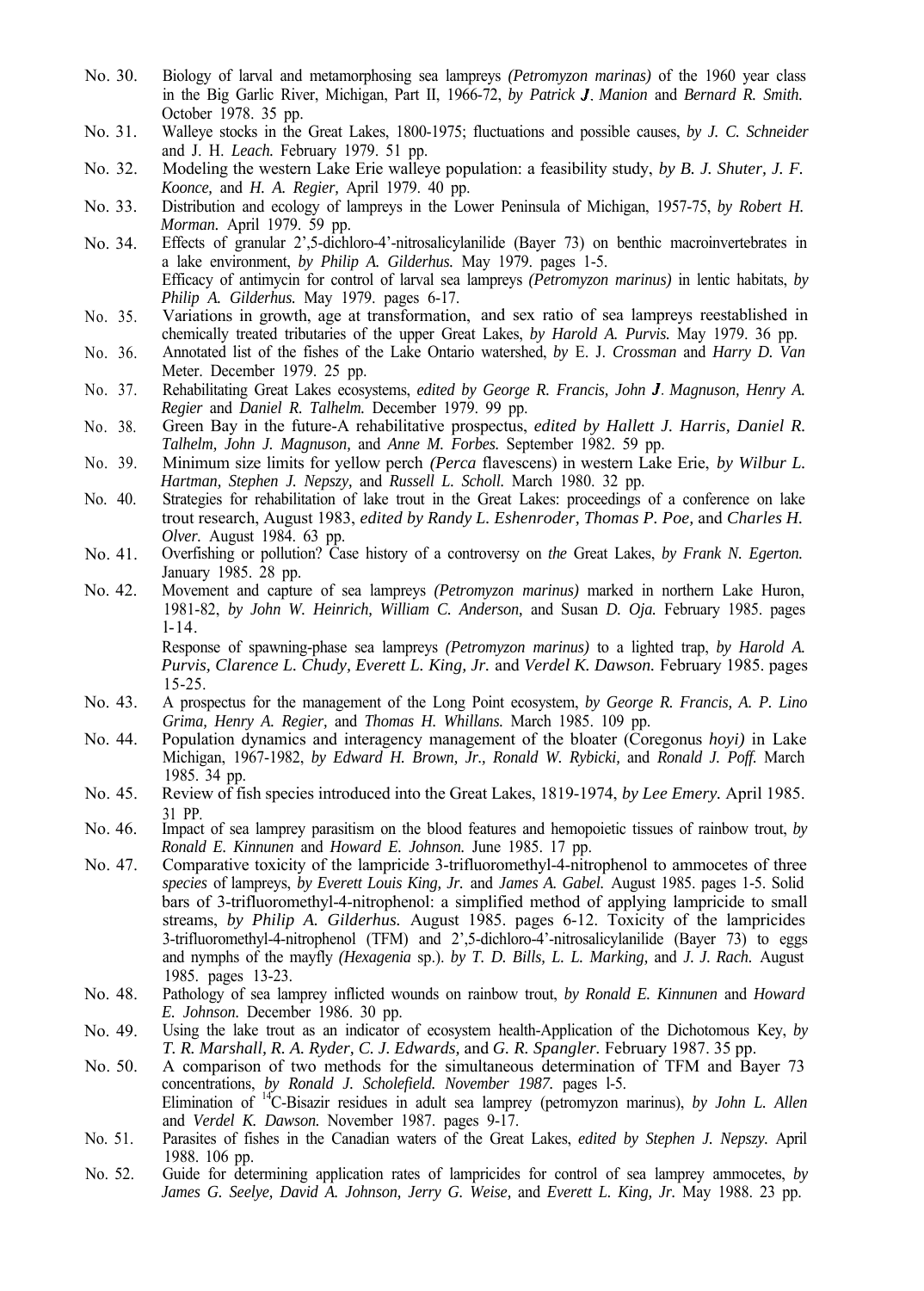No. 30. Biology of larval and metamorphosing sea lampreys *(Petromyzon marinas)* of the 1960 year class in the Big Garlic River, Michigan, Part II, 1966-72, *by Patrick J. Manion* and *Bernard R. Smith.* October 1978. 35 pp.

No. 31. Walleye stocks in the Great Lakes, 1800-1975; fluctuations and possible causes, *by J. C. Schneider* and J. H. *Leach.* February 1979. 51 pp.

No. 32. Modeling the western Lake Erie walleye population: a feasibility study, *by B. J. Shuter, J. F. Koonce,* and *H. A. Regier,* April 1979. 40 pp.

No. 33. Distribution and ecology of lampreys in the Lower Peninsula of Michigan, 1957-75, *by Robert H. Morman.* April 1979. 59 pp.

No. 34. Effects of granular 2',5-dichloro-4'-nitrosalicylanilide (Bayer 73) on benthic macroinvertebrates in a lake environment, *by Philip A. Gilderhus.* May 1979. pages 1-5.
Efficacy of antimycin for control of larval sea lampreys *(Petromyzon marinus)* in lentic habitats, *by Philip A. Gilderhus.* May 1979. pages 6-17.

No. 35. Variations in growth, age at transformation, and sex ratio of sea lampreys reestablished in chemically treated tributaries of the upper Great Lakes, *by Harold A. Purvis.* May 1979. 36 pp.

No. 36. Annotated list of the fishes of the Lake Ontario watershed, *by* E. J. *Crossman* and *Harry D. Van* Meter. December 1979. 25 pp.

No. 37. Rehabilitating Great Lakes ecosystems, *edited by George R. Francis, John J. Magnuson, Henry A. Regier* and *Daniel R. Talhelm.* December 1979. 99 pp.

No. 38. Green Bay in the future-A rehabilitative prospectus, *edited by Hallett J. Harris, Daniel R. Talhelm, John J. Magnuson,* and *Anne M. Forbes.* September 1982. 59 pp.

No. 39. Minimum size limits for yellow perch *(Perca* flavescens) in western Lake Erie, *by Wilbur L. Hartman, Stephen J. Nepszy,* and *Russell L. Scholl.* March 1980. 32 pp.

No. 40. Strategies for rehabilitation of lake trout in the Great Lakes: proceedings of a conference on lake trout research, August 1983, *edited by Randy L. Eshenroder, Thomas P. Poe,* and *Charles H. Olver.* August 1984. 63 pp.

No. 41. Overfishing or pollution? Case history of a controversy on *the* Great Lakes, *by Frank N. Egerton.* January 1985. 28 pp.

No. 42. Movement and capture of sea lampreys *(Petromyzon marinus)* marked in northern Lake Huron, 1981-82, *by John W. Heinrich, William C. Anderson,* and Susan *D. Oja.* February 1985. pages 1-14.
Response of spawning-phase sea lampreys *(Petromyzon marinus)* to a lighted trap, *by Harold A. Purvis, Clarence L. Chudy, Everett L. King, Jr.* and *Verdel K. Dawson.* February 1985. pages 15-25.

No. 43. A prospectus for the management of the Long Point ecosystem, *by George R. Francis, A. P. Lino Grima, Henry A. Regier,* and *Thomas H. Whillans.* March 1985. 109 pp.

No. 44. Population dynamics and interagency management of the bloater (Coregonus *hoyi)* in Lake Michigan, 1967-1982, *by Edward H. Brown, Jr., Ronald W. Rybicki,* and *Ronald J. Poff.* March 1985. 34 pp.

No. 45. Review of fish species introduced into the Great Lakes, 1819-1974, *by Lee Emery.* April 1985. 31 PP.

No. 46. Impact of sea lamprey parasitism on the blood features and hemopoietic tissues of rainbow trout, *by Ronald E. Kinnunen* and *Howard E. Johnson.* June 1985. 17 pp.

No. 47. Comparative toxicity of the lampricide 3-trifluoromethyl-4-nitrophenol to ammocetes of three *species* of lampreys, *by Everett Louis King, Jr.* and *James A. Gabel.* August 1985. pages 1-5. Solid bars of 3-trifluoromethyl-4-nitrophenol: a simplified method of applying lampricide to small streams, *by Philip A. Gilderhus.* August 1985. pages 6-12. Toxicity of the lampricides 3-trifluoromethyl-4-nitrophenol (TFM) and 2',5-dichloro-4'-nitrosalicylanilide (Bayer 73) to eggs and nymphs of the mayfly *(Hexagenia* sp.). *by T. D. Bills, L. L. Marking,* and *J. J. Rach.* August 1985. pages 13-23.

No. 48. Pathology of sea lamprey inflicted wounds on rainbow trout, *by Ronald E. Kinnunen* and *Howard E. Johnson.* December 1986. 30 pp.

No. 49. Using the lake trout as an indicator of ecosystem health-Application of the Dichotomous Key, *by T. R. Marshall, R. A. Ryder, C. J. Edwards,* and *G. R. Spangler.* February 1987. 35 pp.

No. 50. A comparison of two methods for the simultaneous determination of TFM and Bayer 73 concentrations, *by Ronald J. Scholefield. November 1987.* pages l-5.
Elimination of $^{14}$C-Bisazir residues in adult sea lamprey (petromyzon marinus), *by John L. Allen* and *Verdel K. Dawson.* November 1987. pages 9-17.

No. 51. Parasites of fishes in the Canadian waters of the Great Lakes, *edited by Stephen J. Nepszy.* April 1988. 106 pp.

No. 52. Guide for determining application rates of lampricides for control of sea lamprey ammocetes, *by James G. Seelye, David A. Johnson, Jerry G. Weise,* and *Everett L. King, Jr.* May 1988. 23 pp.